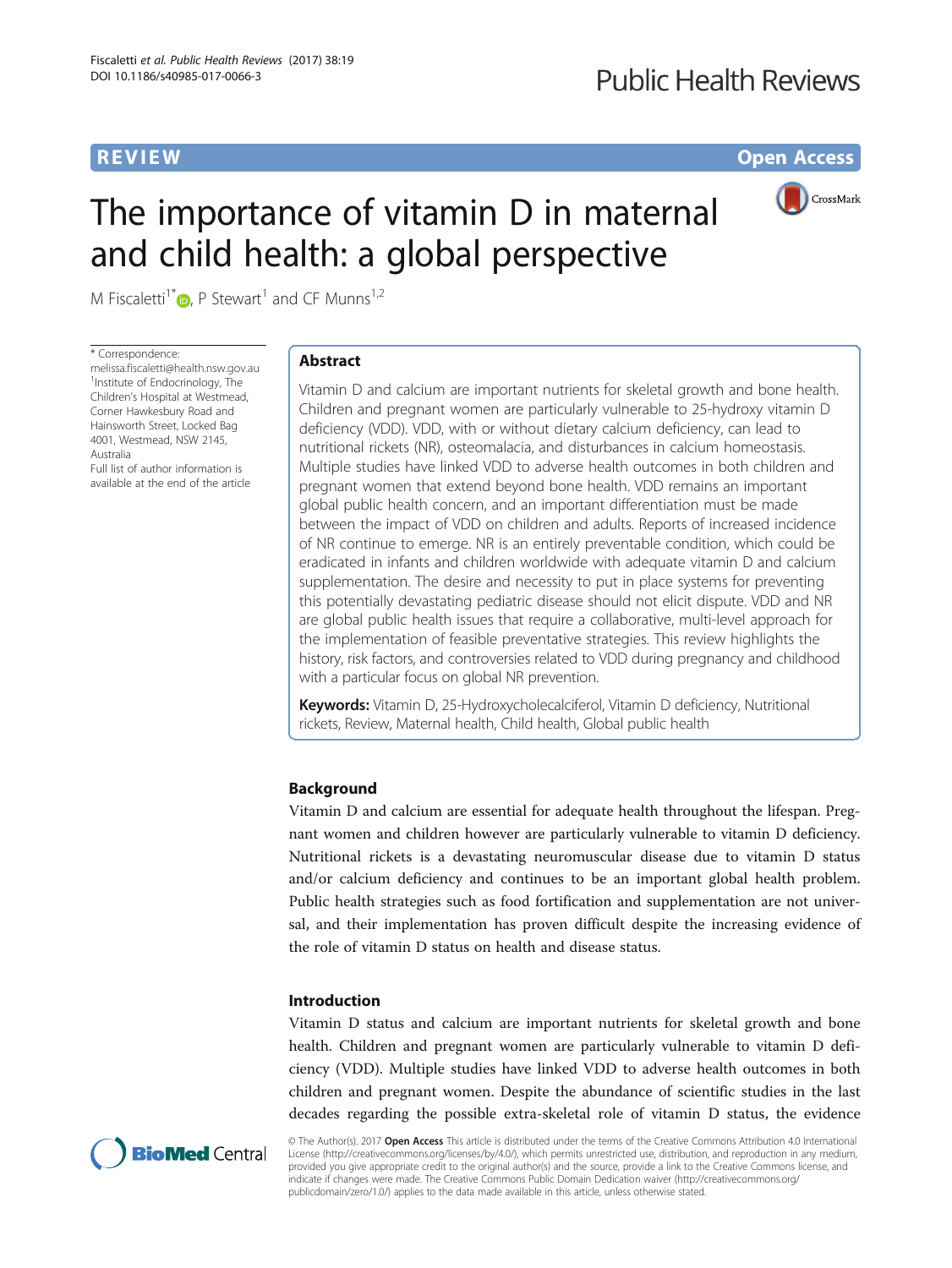REVIEW

Open Access

# The importance of vitamin D in maternal and child health: a global perspective

M Fiscaletti[1*], P Stewart[1] and CF Munns[1,2]

\* Correspondence: melissa.fiscaletti@health.nsw.gov.au
[1]Institute of Endocrinology, The Children's Hospital at Westmead, Corner Hawkesbury Road and Hainsworth Street, Locked Bag 4001, Westmead, NSW 2145, Australia
Full list of author information is available at the end of the article

## Abstract

Vitamin D and calcium are important nutrients for skeletal growth and bone health. Children and pregnant women are particularly vulnerable to 25-hydroxy vitamin D deficiency (VDD). VDD, with or without dietary calcium deficiency, can lead to nutritional rickets (NR), osteomalacia, and disturbances in calcium homeostasis. Multiple studies have linked VDD to adverse health outcomes in both children and pregnant women that extend beyond bone health. VDD remains an important global public health concern, and an important differentiation must be made between the impact of VDD on children and adults. Reports of increased incidence of NR continue to emerge. NR is an entirely preventable condition, which could be eradicated in infants and children worldwide with adequate vitamin D and calcium supplementation. The desire and necessity to put in place systems for preventing this potentially devastating pediatric disease should not elicit dispute. VDD and NR are global public health issues that require a collaborative, multi-level approach for the implementation of feasible preventative strategies. This review highlights the history, risk factors, and controversies related to VDD during pregnancy and childhood with a particular focus on global NR prevention.

**Keywords:** Vitamin D, 25-Hydroxycholecalciferol, Vitamin D deficiency, Nutritional rickets, Review, Maternal health, Child health, Global public health

## Background

Vitamin D and calcium are essential for adequate health throughout the lifespan. Pregnant women and children however are particularly vulnerable to vitamin D deficiency. Nutritional rickets is a devastating neuromuscular disease due to vitamin D status and/or calcium deficiency and continues to be an important global health problem. Public health strategies such as food fortification and supplementation are not universal, and their implementation has proven difficult despite the increasing evidence of the role of vitamin D status on health and disease status.

## Introduction

Vitamin D status and calcium are important nutrients for skeletal growth and bone health. Children and pregnant women are particularly vulnerable to vitamin D deficiency (VDD). Multiple studies have linked VDD to adverse health outcomes in both children and pregnant women. Despite the abundance of scientific studies in the last decades regarding the possible extra-skeletal role of vitamin D status, the evidence

© The Author(s). 2017 **Open Access** This article is distributed under the terms of the Creative Commons Attribution 4.0 International License (http://creativecommons.org/licenses/by/4.0/), which permits unrestricted use, distribution, and reproduction in any medium, provided you give appropriate credit to the original author(s) and the source, provide a link to the Creative Commons license, and indicate if changes were made. The Creative Commons Public Domain Dedication waiver (http://creativecommons.org/publicdomain/zero/1.0/) applies to the data made available in this article, unless otherwise stated.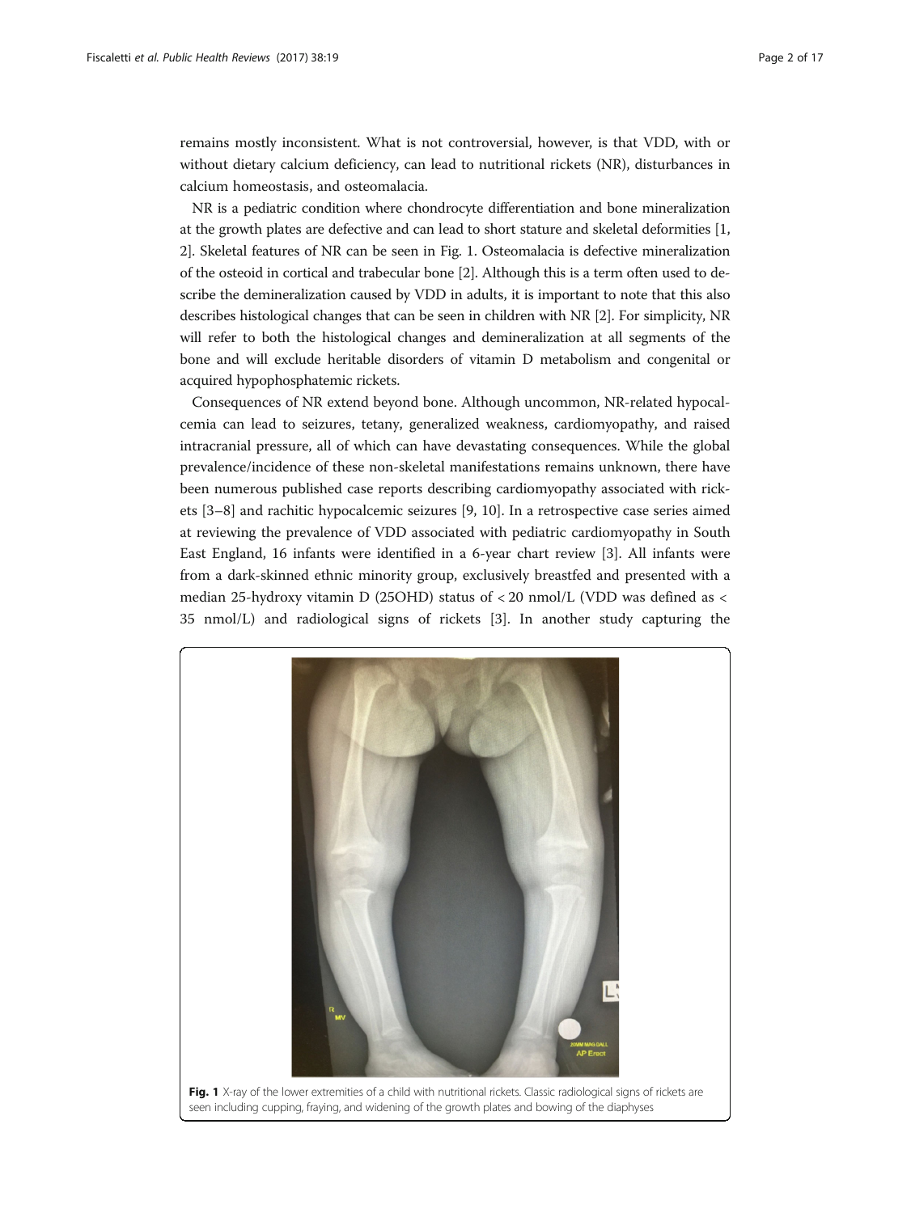remains mostly inconsistent. What is not controversial, however, is that VDD, with or without dietary calcium deficiency, can lead to nutritional rickets (NR), disturbances in calcium homeostasis, and osteomalacia.

NR is a pediatric condition where chondrocyte differentiation and bone mineralization at the growth plates are defective and can lead to short stature and skeletal deformities [1, 2]. Skeletal features of NR can be seen in Fig. 1. Osteomalacia is defective mineralization of the osteoid in cortical and trabecular bone [2]. Although this is a term often used to describe the demineralization caused by VDD in adults, it is important to note that this also describes histological changes that can be seen in children with NR [2]. For simplicity, NR will refer to both the histological changes and demineralization at all segments of the bone and will exclude heritable disorders of vitamin D metabolism and congenital or acquired hypophosphatemic rickets.

Consequences of NR extend beyond bone. Although uncommon, NR-related hypocalcemia can lead to seizures, tetany, generalized weakness, cardiomyopathy, and raised intracranial pressure, all of which can have devastating consequences. While the global prevalence/incidence of these non-skeletal manifestations remains unknown, there have been numerous published case reports describing cardiomyopathy associated with rickets [3–8] and rachitic hypocalcemic seizures [9, 10]. In a retrospective case series aimed at reviewing the prevalence of VDD associated with pediatric cardiomyopathy in South East England, 16 infants were identified in a 6-year chart review [3]. All infants were from a dark-skinned ethnic minority group, exclusively breastfed and presented with a median 25-hydroxy vitamin D (25OHD) status of < 20 nmol/L (VDD was defined as < 35 nmol/L) and radiological signs of rickets [3]. In another study capturing the

**Fig. 1** X-ray of the lower extremities of a child with nutritional rickets. Classic radiological signs of rickets are seen including cupping, fraying, and widening of the growth plates and bowing of the diaphyses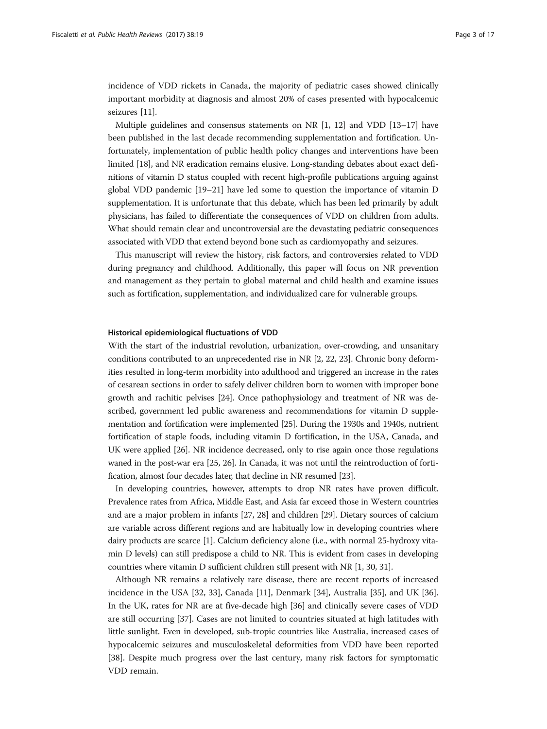incidence of VDD rickets in Canada, the majority of pediatric cases showed clinically important morbidity at diagnosis and almost 20% of cases presented with hypocalcemic seizures [11].

Multiple guidelines and consensus statements on NR [1, 12] and VDD [13–17] have been published in the last decade recommending supplementation and fortification. Unfortunately, implementation of public health policy changes and interventions have been limited [18], and NR eradication remains elusive. Long-standing debates about exact definitions of vitamin D status coupled with recent high-profile publications arguing against global VDD pandemic [19–21] have led some to question the importance of vitamin D supplementation. It is unfortunate that this debate, which has been led primarily by adult physicians, has failed to differentiate the consequences of VDD on children from adults. What should remain clear and uncontroversial are the devastating pediatric consequences associated with VDD that extend beyond bone such as cardiomyopathy and seizures.

This manuscript will review the history, risk factors, and controversies related to VDD during pregnancy and childhood. Additionally, this paper will focus on NR prevention and management as they pertain to global maternal and child health and examine issues such as fortification, supplementation, and individualized care for vulnerable groups.

### Historical epidemiological fluctuations of VDD

With the start of the industrial revolution, urbanization, over-crowding, and unsanitary conditions contributed to an unprecedented rise in NR [2, 22, 23]. Chronic bony deformities resulted in long-term morbidity into adulthood and triggered an increase in the rates of cesarean sections in order to safely deliver children born to women with improper bone growth and rachitic pelvises [24]. Once pathophysiology and treatment of NR was described, government led public awareness and recommendations for vitamin D supplementation and fortification were implemented [25]. During the 1930s and 1940s, nutrient fortification of staple foods, including vitamin D fortification, in the USA, Canada, and UK were applied [26]. NR incidence decreased, only to rise again once those regulations waned in the post-war era [25, 26]. In Canada, it was not until the reintroduction of fortification, almost four decades later, that decline in NR resumed [23].

In developing countries, however, attempts to drop NR rates have proven difficult. Prevalence rates from Africa, Middle East, and Asia far exceed those in Western countries and are a major problem in infants [27, 28] and children [29]. Dietary sources of calcium are variable across different regions and are habitually low in developing countries where dairy products are scarce [1]. Calcium deficiency alone (i.e., with normal 25-hydroxy vitamin D levels) can still predispose a child to NR. This is evident from cases in developing countries where vitamin D sufficient children still present with NR [1, 30, 31].

Although NR remains a relatively rare disease, there are recent reports of increased incidence in the USA [32, 33], Canada [11], Denmark [34], Australia [35], and UK [36]. In the UK, rates for NR are at five-decade high [36] and clinically severe cases of VDD are still occurring [37]. Cases are not limited to countries situated at high latitudes with little sunlight. Even in developed, sub-tropic countries like Australia, increased cases of hypocalcemic seizures and musculoskeletal deformities from VDD have been reported [38]. Despite much progress over the last century, many risk factors for symptomatic VDD remain.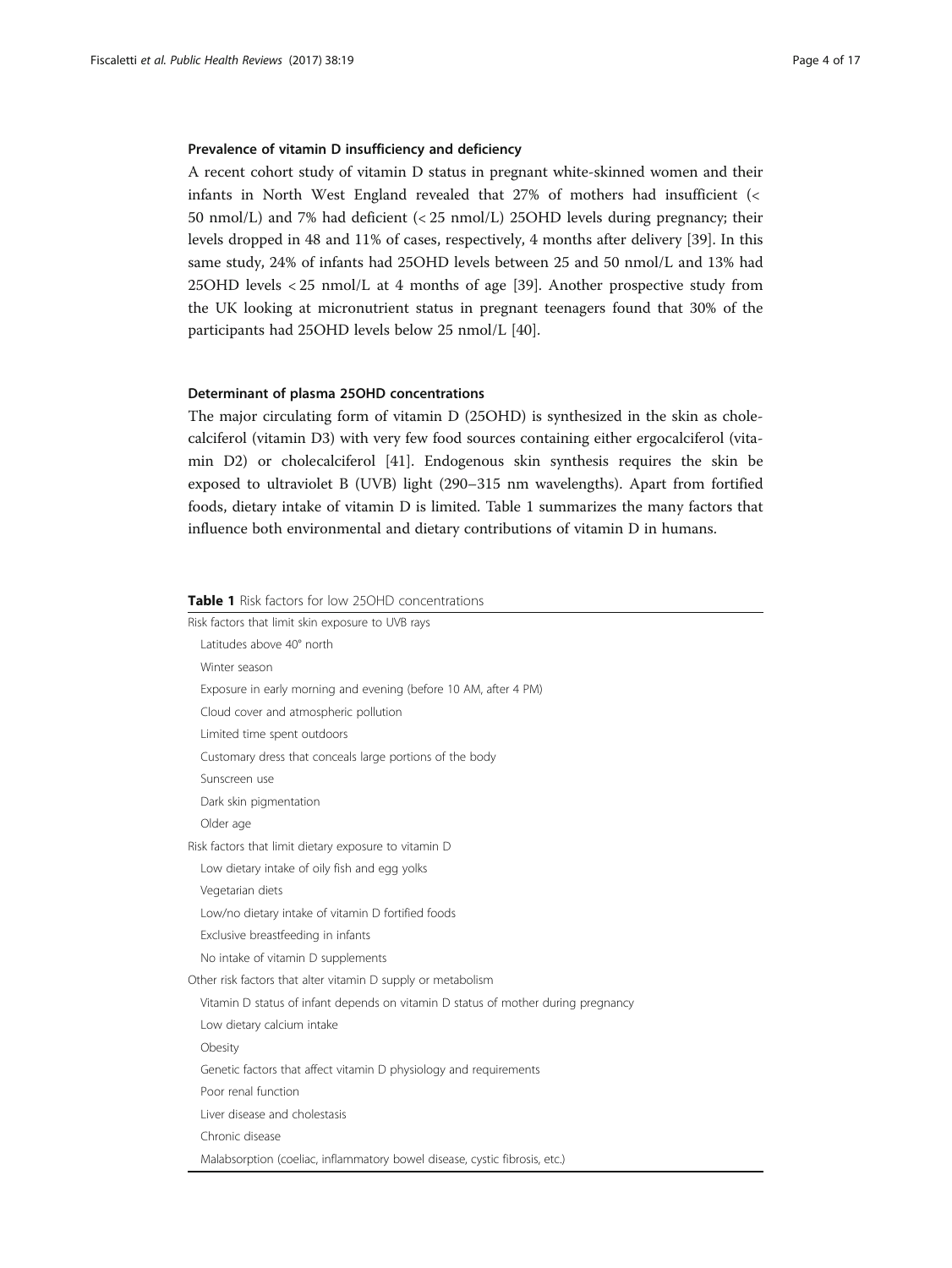### Prevalence of vitamin D insufficiency and deficiency

A recent cohort study of vitamin D status in pregnant white-skinned women and their infants in North West England revealed that 27% of mothers had insufficient (< 50 nmol/L) and 7% had deficient (< 25 nmol/L) 25OHD levels during pregnancy; their levels dropped in 48 and 11% of cases, respectively, 4 months after delivery [39]. In this same study, 24% of infants had 25OHD levels between 25 and 50 nmol/L and 13% had 25OHD levels < 25 nmol/L at 4 months of age [39]. Another prospective study from the UK looking at micronutrient status in pregnant teenagers found that 30% of the participants had 25OHD levels below 25 nmol/L [40].

### Determinant of plasma 25OHD concentrations

The major circulating form of vitamin D (25OHD) is synthesized in the skin as cholecalciferol (vitamin D3) with very few food sources containing either ergocalciferol (vitamin D2) or cholecalciferol [41]. Endogenous skin synthesis requires the skin be exposed to ultraviolet B (UVB) light (290–315 nm wavelengths). Apart from fortified foods, dietary intake of vitamin D is limited. Table 1 summarizes the many factors that influence both environmental and dietary contributions of vitamin D in humans.

**Table 1** Risk factors for low 25OHD concentrations

| |
|---|
| Risk factors that limit skin exposure to UVB rays |
| Latitudes above 40° north |
| Winter season |
| Exposure in early morning and evening (before 10 AM, after 4 PM) |
| Cloud cover and atmospheric pollution |
| Limited time spent outdoors |
| Customary dress that conceals large portions of the body |
| Sunscreen use |
| Dark skin pigmentation |
| Older age |
| Risk factors that limit dietary exposure to vitamin D |
| Low dietary intake of oily fish and egg yolks |
| Vegetarian diets |
| Low/no dietary intake of vitamin D fortified foods |
| Exclusive breastfeeding in infants |
| No intake of vitamin D supplements |
| Other risk factors that alter vitamin D supply or metabolism |
| Vitamin D status of infant depends on vitamin D status of mother during pregnancy |
| Low dietary calcium intake |
| Obesity |
| Genetic factors that affect vitamin D physiology and requirements |
| Poor renal function |
| Liver disease and cholestasis |
| Chronic disease |
| Malabsorption (coeliac, inflammatory bowel disease, cystic fibrosis, etc.) |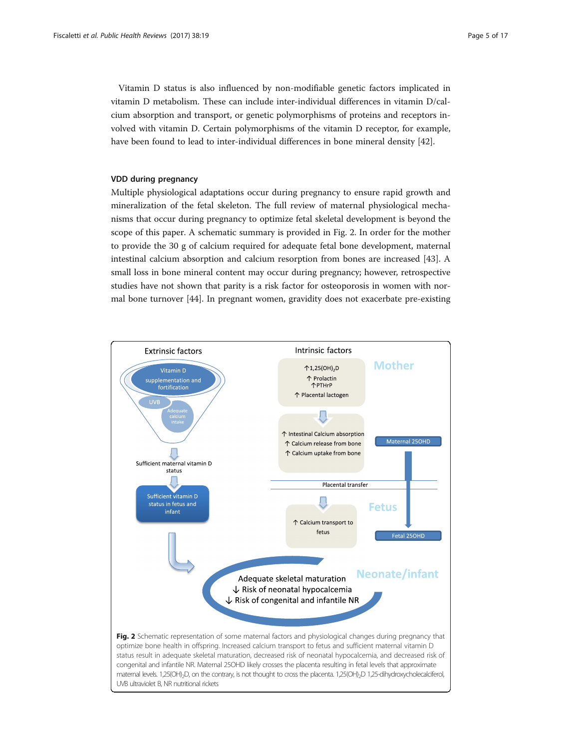Vitamin D status is also influenced by non-modifiable genetic factors implicated in vitamin D metabolism. These can include inter-individual differences in vitamin D/calcium absorption and transport, or genetic polymorphisms of proteins and receptors involved with vitamin D. Certain polymorphisms of the vitamin D receptor, for example, have been found to lead to inter-individual differences in bone mineral density [42].

### VDD during pregnancy

Multiple physiological adaptations occur during pregnancy to ensure rapid growth and mineralization of the fetal skeleton. The full review of maternal physiological mechanisms that occur during pregnancy to optimize fetal skeletal development is beyond the scope of this paper. A schematic summary is provided in Fig. 2. In order for the mother to provide the 30 g of calcium required for adequate fetal bone development, maternal intestinal calcium absorption and calcium resorption from bones are increased [43]. A small loss in bone mineral content may occur during pregnancy; however, retrospective studies have not shown that parity is a risk factor for osteoporosis in women with normal bone turnover [44]. In pregnant women, gravidity does not exacerbate pre-existing

**Fig. 2** Schematic representation of some maternal factors and physiological changes during pregnancy that optimize bone health in offspring. Increased calcium transport to fetus and sufficient maternal vitamin D status result in adequate skeletal maturation, decreased risk of neonatal hypocalcemia, and decreased risk of congenital and infantile NR. Maternal 25OHD likely crosses the placenta resulting in fetal levels that approximate maternal levels. $1,25(OH)_2D$, on the contrary, is not thought to cross the placenta. $1,25(OH)_2D$ 1,25-dihydroxycholecalciferol, UVB ultraviolet B, NR nutritional rickets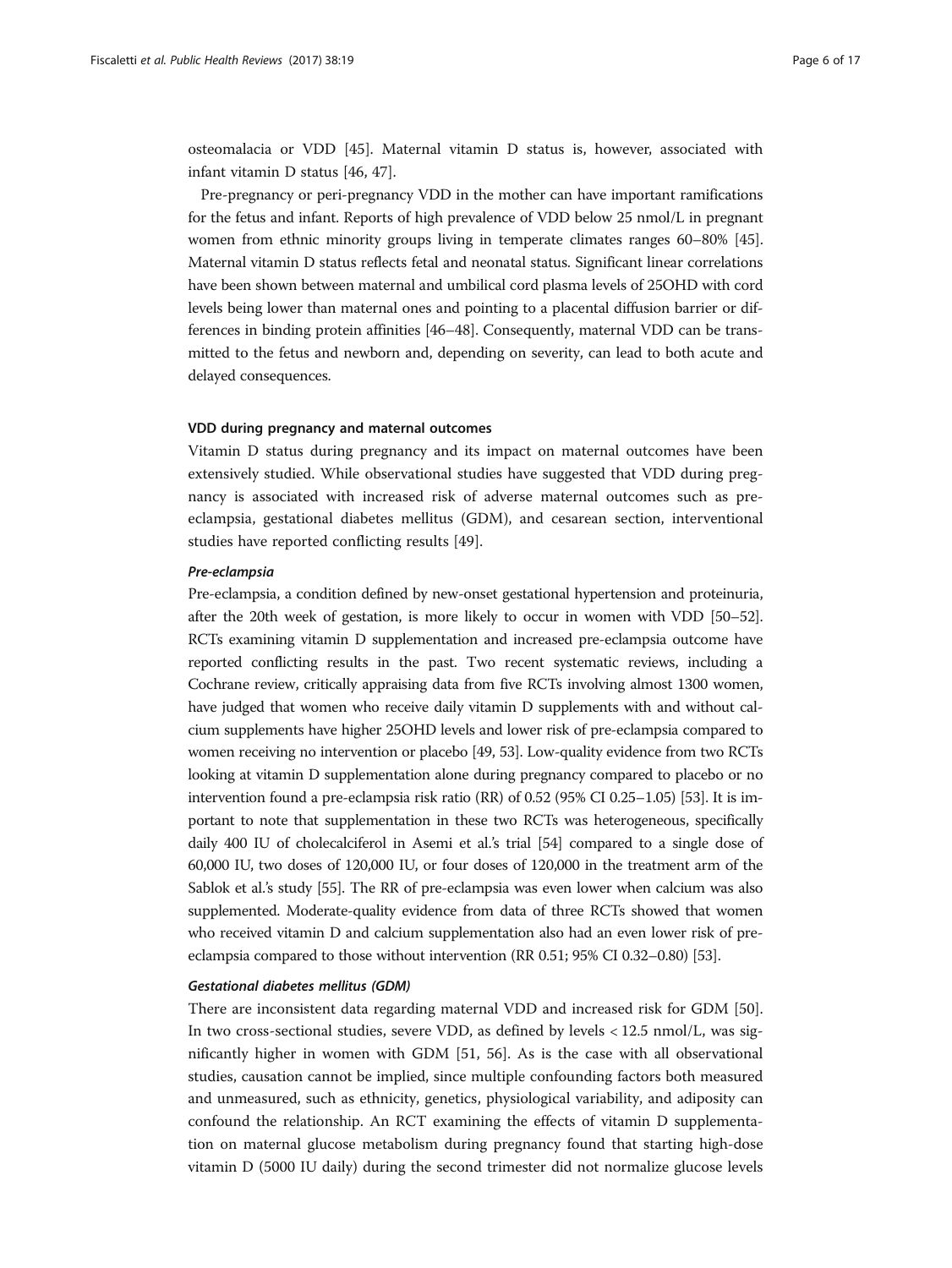osteomalacia or VDD [45]. Maternal vitamin D status is, however, associated with infant vitamin D status [46, 47].

Pre-pregnancy or peri-pregnancy VDD in the mother can have important ramifications for the fetus and infant. Reports of high prevalence of VDD below 25 nmol/L in pregnant women from ethnic minority groups living in temperate climates ranges 60–80% [45]. Maternal vitamin D status reflects fetal and neonatal status. Significant linear correlations have been shown between maternal and umbilical cord plasma levels of 25OHD with cord levels being lower than maternal ones and pointing to a placental diffusion barrier or differences in binding protein affinities [46–48]. Consequently, maternal VDD can be transmitted to the fetus and newborn and, depending on severity, can lead to both acute and delayed consequences.

#### VDD during pregnancy and maternal outcomes

Vitamin D status during pregnancy and its impact on maternal outcomes have been extensively studied. While observational studies have suggested that VDD during pregnancy is associated with increased risk of adverse maternal outcomes such as pre-eclampsia, gestational diabetes mellitus (GDM), and cesarean section, interventional studies have reported conflicting results [49].

##### *Pre-eclampsia*

Pre-eclampsia, a condition defined by new-onset gestational hypertension and proteinuria, after the 20th week of gestation, is more likely to occur in women with VDD [50–52]. RCTs examining vitamin D supplementation and increased pre-eclampsia outcome have reported conflicting results in the past. Two recent systematic reviews, including a Cochrane review, critically appraising data from five RCTs involving almost 1300 women, have judged that women who receive daily vitamin D supplements with and without calcium supplements have higher 25OHD levels and lower risk of pre-eclampsia compared to women receiving no intervention or placebo [49, 53]. Low-quality evidence from two RCTs looking at vitamin D supplementation alone during pregnancy compared to placebo or no intervention found a pre-eclampsia risk ratio (RR) of 0.52 (95% CI 0.25–1.05) [53]. It is important to note that supplementation in these two RCTs was heterogeneous, specifically daily 400 IU of cholecalciferol in Asemi et al.'s trial [54] compared to a single dose of 60,000 IU, two doses of 120,000 IU, or four doses of 120,000 in the treatment arm of the Sablok et al.'s study [55]. The RR of pre-eclampsia was even lower when calcium was also supplemented. Moderate-quality evidence from data of three RCTs showed that women who received vitamin D and calcium supplementation also had an even lower risk of pre-eclampsia compared to those without intervention (RR 0.51; 95% CI 0.32–0.80) [53].

##### *Gestational diabetes mellitus (GDM)*

There are inconsistent data regarding maternal VDD and increased risk for GDM [50]. In two cross-sectional studies, severe VDD, as defined by levels < 12.5 nmol/L, was significantly higher in women with GDM [51, 56]. As is the case with all observational studies, causation cannot be implied, since multiple confounding factors both measured and unmeasured, such as ethnicity, genetics, physiological variability, and adiposity can confound the relationship. An RCT examining the effects of vitamin D supplementation on maternal glucose metabolism during pregnancy found that starting high-dose vitamin D (5000 IU daily) during the second trimester did not normalize glucose levels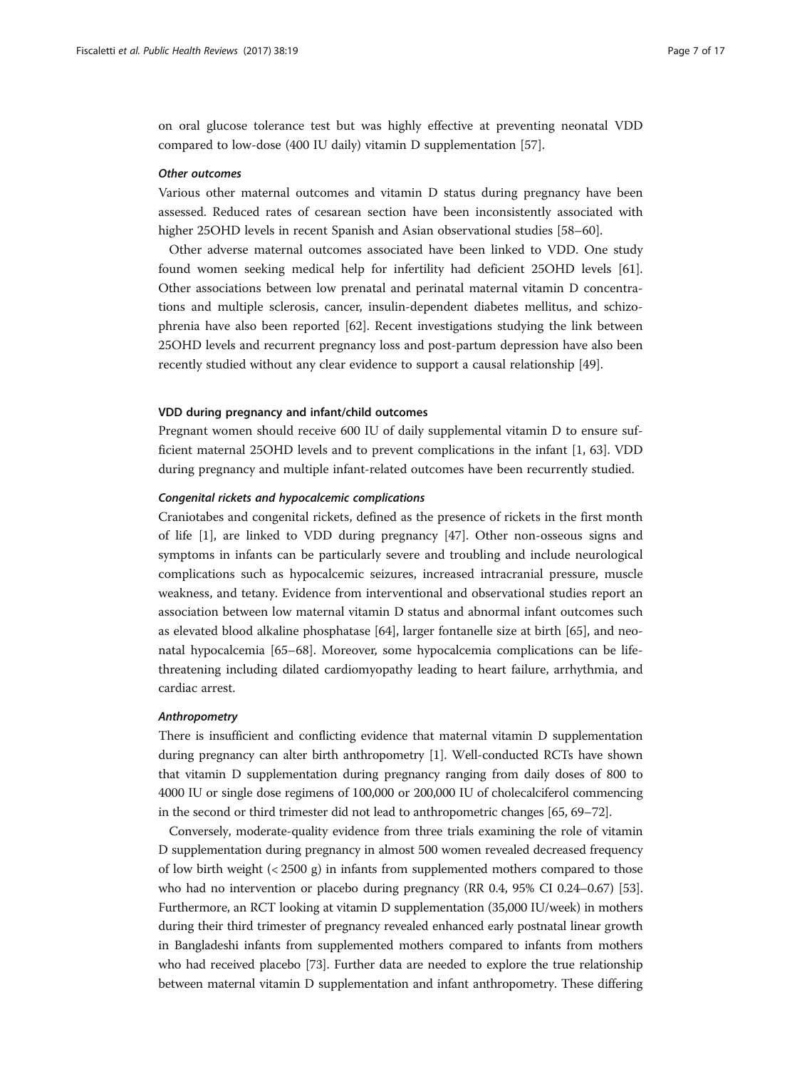on oral glucose tolerance test but was highly effective at preventing neonatal VDD compared to low-dose (400 IU daily) vitamin D supplementation [57].

#### *Other outcomes*

Various other maternal outcomes and vitamin D status during pregnancy have been assessed. Reduced rates of cesarean section have been inconsistently associated with higher 25OHD levels in recent Spanish and Asian observational studies [58–60].

Other adverse maternal outcomes associated have been linked to VDD. One study found women seeking medical help for infertility had deficient 25OHD levels [61]. Other associations between low prenatal and perinatal maternal vitamin D concentrations and multiple sclerosis, cancer, insulin-dependent diabetes mellitus, and schizophrenia have also been reported [62]. Recent investigations studying the link between 25OHD levels and recurrent pregnancy loss and post-partum depression have also been recently studied without any clear evidence to support a causal relationship [49].

### VDD during pregnancy and infant/child outcomes

Pregnant women should receive 600 IU of daily supplemental vitamin D to ensure sufficient maternal 25OHD levels and to prevent complications in the infant [1, 63]. VDD during pregnancy and multiple infant-related outcomes have been recurrently studied.

#### *Congenital rickets and hypocalcemic complications*

Craniotabes and congenital rickets, defined as the presence of rickets in the first month of life [1], are linked to VDD during pregnancy [47]. Other non-osseous signs and symptoms in infants can be particularly severe and troubling and include neurological complications such as hypocalcemic seizures, increased intracranial pressure, muscle weakness, and tetany. Evidence from interventional and observational studies report an association between low maternal vitamin D status and abnormal infant outcomes such as elevated blood alkaline phosphatase [64], larger fontanelle size at birth [65], and neonatal hypocalcemia [65–68]. Moreover, some hypocalcemia complications can be life-threatening including dilated cardiomyopathy leading to heart failure, arrhythmia, and cardiac arrest.

#### *Anthropometry*

There is insufficient and conflicting evidence that maternal vitamin D supplementation during pregnancy can alter birth anthropometry [1]. Well-conducted RCTs have shown that vitamin D supplementation during pregnancy ranging from daily doses of 800 to 4000 IU or single dose regimens of 100,000 or 200,000 IU of cholecalciferol commencing in the second or third trimester did not lead to anthropometric changes [65, 69–72].

Conversely, moderate-quality evidence from three trials examining the role of vitamin D supplementation during pregnancy in almost 500 women revealed decreased frequency of low birth weight (< 2500 g) in infants from supplemented mothers compared to those who had no intervention or placebo during pregnancy (RR 0.4, 95% CI 0.24–0.67) [53]. Furthermore, an RCT looking at vitamin D supplementation (35,000 IU/week) in mothers during their third trimester of pregnancy revealed enhanced early postnatal linear growth in Bangladeshi infants from supplemented mothers compared to infants from mothers who had received placebo [73]. Further data are needed to explore the true relationship between maternal vitamin D supplementation and infant anthropometry. These differing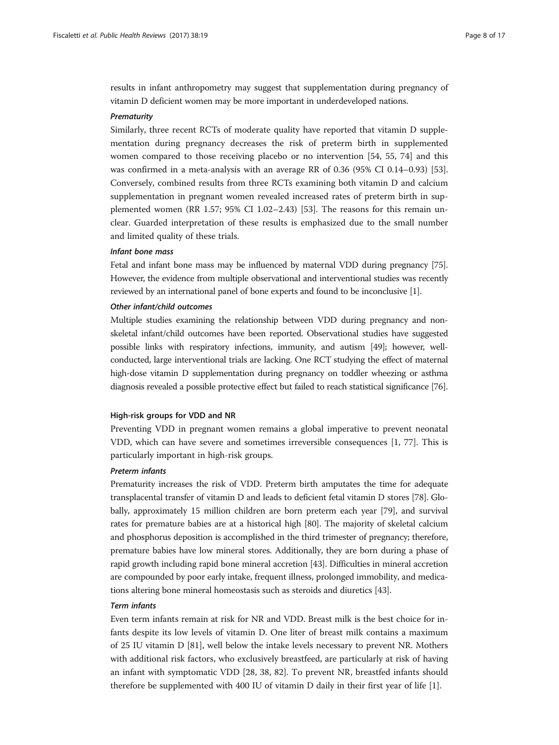results in infant anthropometry may suggest that supplementation during pregnancy of vitamin D deficient women may be more important in underdeveloped nations.

#### *Prematurity*

Similarly, three recent RCTs of moderate quality have reported that vitamin D supplementation during pregnancy decreases the risk of preterm birth in supplemented women compared to those receiving placebo or no intervention [54, 55, 74] and this was confirmed in a meta-analysis with an average RR of 0.36 (95% CI 0.14–0.93) [53]. Conversely, combined results from three RCTs examining both vitamin D and calcium supplementation in pregnant women revealed increased rates of preterm birth in supplemented women (RR 1.57; 95% CI 1.02–2.43) [53]. The reasons for this remain unclear. Guarded interpretation of these results is emphasized due to the small number and limited quality of these trials.

#### *Infant bone mass*

Fetal and infant bone mass may be influenced by maternal VDD during pregnancy [75]. However, the evidence from multiple observational and interventional studies was recently reviewed by an international panel of bone experts and found to be inconclusive [1].

#### *Other infant/child outcomes*

Multiple studies examining the relationship between VDD during pregnancy and non-skeletal infant/child outcomes have been reported. Observational studies have suggested possible links with respiratory infections, immunity, and autism [49]; however, well-conducted, large interventional trials are lacking. One RCT studying the effect of maternal high-dose vitamin D supplementation during pregnancy on toddler wheezing or asthma diagnosis revealed a possible protective effect but failed to reach statistical significance [76].

### High-risk groups for VDD and NR

Preventing VDD in pregnant women remains a global imperative to prevent neonatal VDD, which can have severe and sometimes irreversible consequences [1, 77]. This is particularly important in high-risk groups.

#### *Preterm infants*

Prematurity increases the risk of VDD. Preterm birth amputates the time for adequate transplacental transfer of vitamin D and leads to deficient fetal vitamin D stores [78]. Globally, approximately 15 million children are born preterm each year [79], and survival rates for premature babies are at a historical high [80]. The majority of skeletal calcium and phosphorus deposition is accomplished in the third trimester of pregnancy; therefore, premature babies have low mineral stores. Additionally, they are born during a phase of rapid growth including rapid bone mineral accretion [43]. Difficulties in mineral accretion are compounded by poor early intake, frequent illness, prolonged immobility, and medications altering bone mineral homeostasis such as steroids and diuretics [43].

#### *Term infants*

Even term infants remain at risk for NR and VDD. Breast milk is the best choice for infants despite its low levels of vitamin D. One liter of breast milk contains a maximum of 25 IU vitamin D [81], well below the intake levels necessary to prevent NR. Mothers with additional risk factors, who exclusively breastfeed, are particularly at risk of having an infant with symptomatic VDD [28, 38, 82]. To prevent NR, breastfed infants should therefore be supplemented with 400 IU of vitamin D daily in their first year of life [1].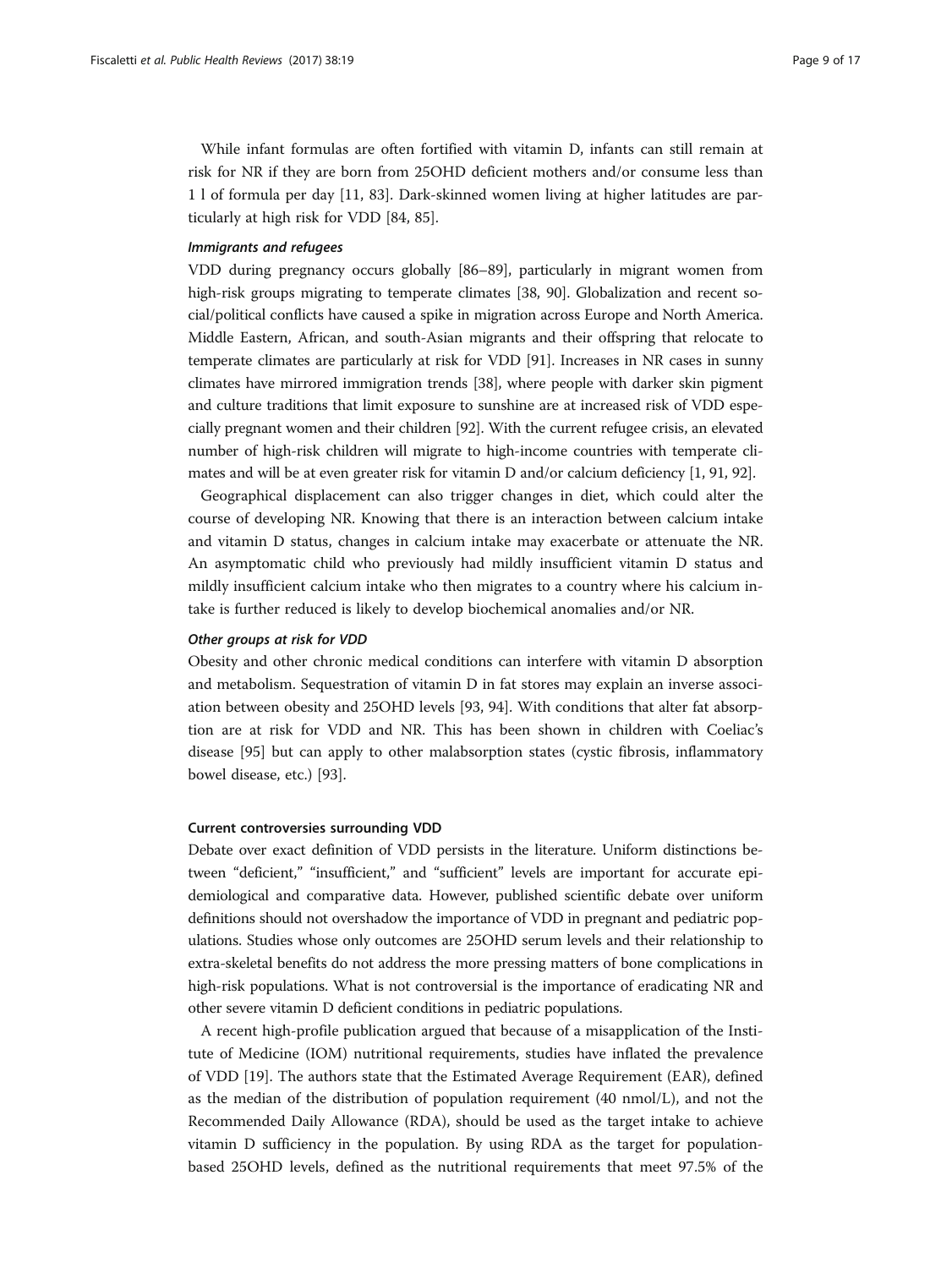While infant formulas are often fortified with vitamin D, infants can still remain at risk for NR if they are born from 25OHD deficient mothers and/or consume less than 1 l of formula per day [11, 83]. Dark-skinned women living at higher latitudes are particularly at high risk for VDD [84, 85].

#### *Immigrants and refugees*

VDD during pregnancy occurs globally [86–89], particularly in migrant women from high-risk groups migrating to temperate climates [38, 90]. Globalization and recent social/political conflicts have caused a spike in migration across Europe and North America. Middle Eastern, African, and south-Asian migrants and their offspring that relocate to temperate climates are particularly at risk for VDD [91]. Increases in NR cases in sunny climates have mirrored immigration trends [38], where people with darker skin pigment and culture traditions that limit exposure to sunshine are at increased risk of VDD especially pregnant women and their children [92]. With the current refugee crisis, an elevated number of high-risk children will migrate to high-income countries with temperate climates and will be at even greater risk for vitamin D and/or calcium deficiency [1, 91, 92].

Geographical displacement can also trigger changes in diet, which could alter the course of developing NR. Knowing that there is an interaction between calcium intake and vitamin D status, changes in calcium intake may exacerbate or attenuate the NR. An asymptomatic child who previously had mildly insufficient vitamin D status and mildly insufficient calcium intake who then migrates to a country where his calcium intake is further reduced is likely to develop biochemical anomalies and/or NR.

#### *Other groups at risk for VDD*

Obesity and other chronic medical conditions can interfere with vitamin D absorption and metabolism. Sequestration of vitamin D in fat stores may explain an inverse association between obesity and 25OHD levels [93, 94]. With conditions that alter fat absorption are at risk for VDD and NR. This has been shown in children with Coeliac's disease [95] but can apply to other malabsorption states (cystic fibrosis, inflammatory bowel disease, etc.) [93].

### Current controversies surrounding VDD

Debate over exact definition of VDD persists in the literature. Uniform distinctions between "deficient," "insufficient," and "sufficient" levels are important for accurate epidemiological and comparative data. However, published scientific debate over uniform definitions should not overshadow the importance of VDD in pregnant and pediatric populations. Studies whose only outcomes are 25OHD serum levels and their relationship to extra-skeletal benefits do not address the more pressing matters of bone complications in high-risk populations. What is not controversial is the importance of eradicating NR and other severe vitamin D deficient conditions in pediatric populations.

A recent high-profile publication argued that because of a misapplication of the Institute of Medicine (IOM) nutritional requirements, studies have inflated the prevalence of VDD [19]. The authors state that the Estimated Average Requirement (EAR), defined as the median of the distribution of population requirement (40 nmol/L), and not the Recommended Daily Allowance (RDA), should be used as the target intake to achieve vitamin D sufficiency in the population. By using RDA as the target for population-based 25OHD levels, defined as the nutritional requirements that meet 97.5% of the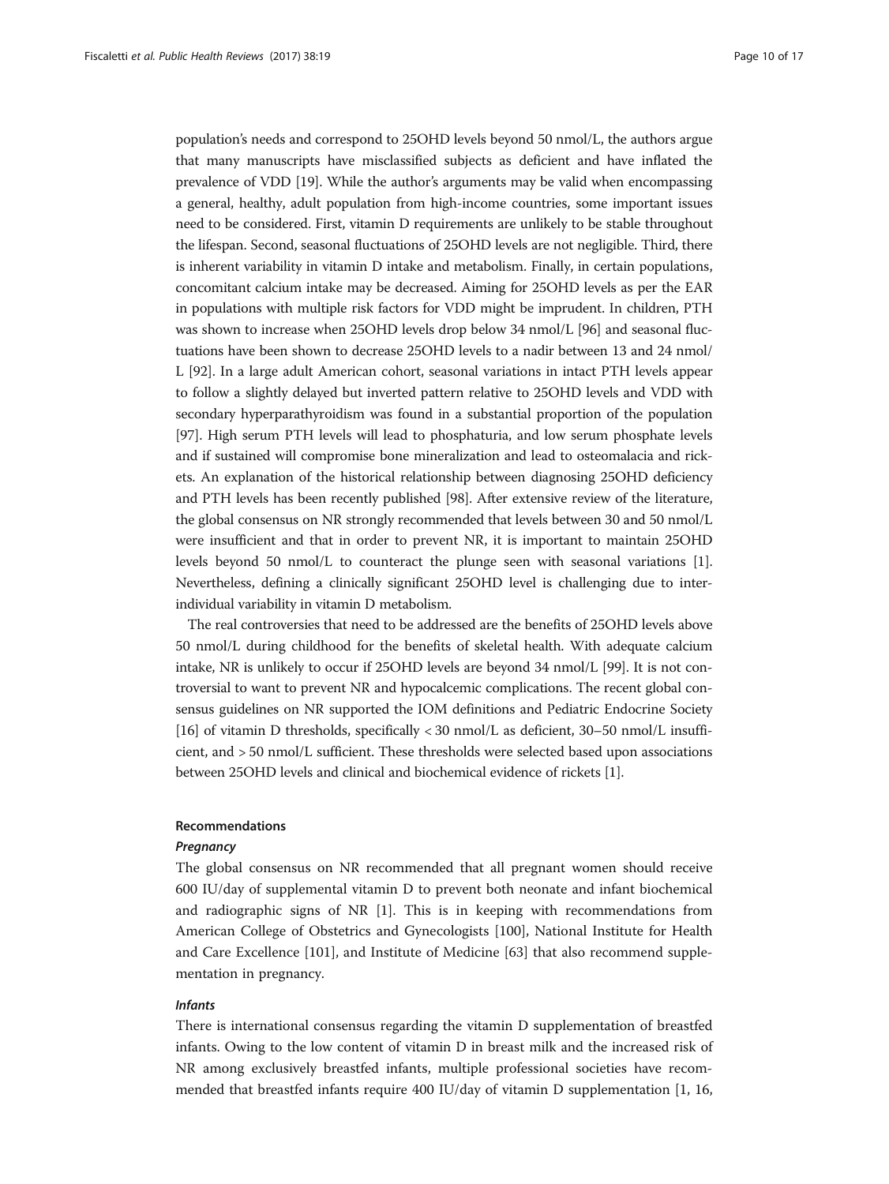population's needs and correspond to 25OHD levels beyond 50 nmol/L, the authors argue that many manuscripts have misclassified subjects as deficient and have inflated the prevalence of VDD [19]. While the author's arguments may be valid when encompassing a general, healthy, adult population from high-income countries, some important issues need to be considered. First, vitamin D requirements are unlikely to be stable throughout the lifespan. Second, seasonal fluctuations of 25OHD levels are not negligible. Third, there is inherent variability in vitamin D intake and metabolism. Finally, in certain populations, concomitant calcium intake may be decreased. Aiming for 25OHD levels as per the EAR in populations with multiple risk factors for VDD might be imprudent. In children, PTH was shown to increase when 25OHD levels drop below 34 nmol/L [96] and seasonal fluctuations have been shown to decrease 25OHD levels to a nadir between 13 and 24 nmol/L [92]. In a large adult American cohort, seasonal variations in intact PTH levels appear to follow a slightly delayed but inverted pattern relative to 25OHD levels and VDD with secondary hyperparathyroidism was found in a substantial proportion of the population [97]. High serum PTH levels will lead to phosphaturia, and low serum phosphate levels and if sustained will compromise bone mineralization and lead to osteomalacia and rickets. An explanation of the historical relationship between diagnosing 25OHD deficiency and PTH levels has been recently published [98]. After extensive review of the literature, the global consensus on NR strongly recommended that levels between 30 and 50 nmol/L were insufficient and that in order to prevent NR, it is important to maintain 25OHD levels beyond 50 nmol/L to counteract the plunge seen with seasonal variations [1]. Nevertheless, defining a clinically significant 25OHD level is challenging due to inter-individual variability in vitamin D metabolism.

The real controversies that need to be addressed are the benefits of 25OHD levels above 50 nmol/L during childhood for the benefits of skeletal health. With adequate calcium intake, NR is unlikely to occur if 25OHD levels are beyond 34 nmol/L [99]. It is not controversial to want to prevent NR and hypocalcemic complications. The recent global consensus guidelines on NR supported the IOM definitions and Pediatric Endocrine Society [16] of vitamin D thresholds, specifically < 30 nmol/L as deficient, 30–50 nmol/L insufficient, and > 50 nmol/L sufficient. These thresholds were selected based upon associations between 25OHD levels and clinical and biochemical evidence of rickets [1].

## Recommendations

### *Pregnancy*

The global consensus on NR recommended that all pregnant women should receive 600 IU/day of supplemental vitamin D to prevent both neonate and infant biochemical and radiographic signs of NR [1]. This is in keeping with recommendations from American College of Obstetrics and Gynecologists [100], National Institute for Health and Care Excellence [101], and Institute of Medicine [63] that also recommend supplementation in pregnancy.

### *Infants*

There is international consensus regarding the vitamin D supplementation of breastfed infants. Owing to the low content of vitamin D in breast milk and the increased risk of NR among exclusively breastfed infants, multiple professional societies have recommended that breastfed infants require 400 IU/day of vitamin D supplementation [1, 16,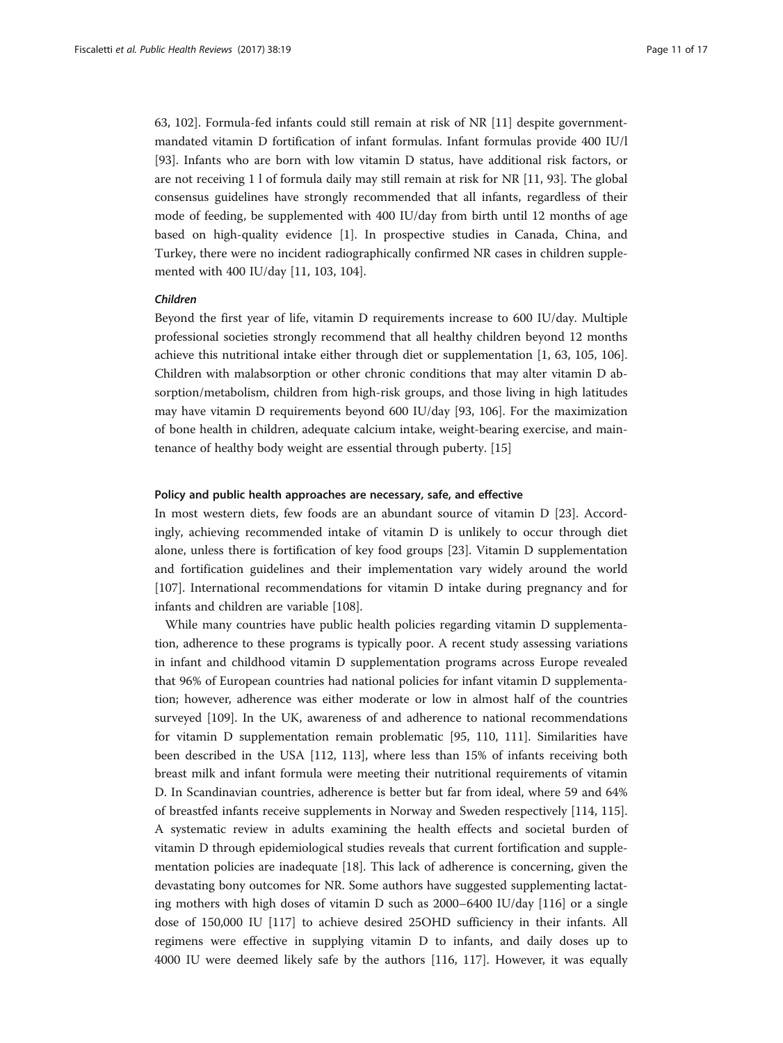63, 102]. Formula-fed infants could still remain at risk of NR [11] despite government-mandated vitamin D fortification of infant formulas. Infant formulas provide 400 IU/l [93]. Infants who are born with low vitamin D status, have additional risk factors, or are not receiving 1 l of formula daily may still remain at risk for NR [11, 93]. The global consensus guidelines have strongly recommended that all infants, regardless of their mode of feeding, be supplemented with 400 IU/day from birth until 12 months of age based on high-quality evidence [1]. In prospective studies in Canada, China, and Turkey, there were no incident radiographically confirmed NR cases in children supplemented with 400 IU/day [11, 103, 104].

#### *Children*

Beyond the first year of life, vitamin D requirements increase to 600 IU/day. Multiple professional societies strongly recommend that all healthy children beyond 12 months achieve this nutritional intake either through diet or supplementation [1, 63, 105, 106]. Children with malabsorption or other chronic conditions that may alter vitamin D absorption/metabolism, children from high-risk groups, and those living in high latitudes may have vitamin D requirements beyond 600 IU/day [93, 106]. For the maximization of bone health in children, adequate calcium intake, weight-bearing exercise, and maintenance of healthy body weight are essential through puberty. [15]

### Policy and public health approaches are necessary, safe, and effective

In most western diets, few foods are an abundant source of vitamin D [23]. Accordingly, achieving recommended intake of vitamin D is unlikely to occur through diet alone, unless there is fortification of key food groups [23]. Vitamin D supplementation and fortification guidelines and their implementation vary widely around the world [107]. International recommendations for vitamin D intake during pregnancy and for infants and children are variable [108].

While many countries have public health policies regarding vitamin D supplementation, adherence to these programs is typically poor. A recent study assessing variations in infant and childhood vitamin D supplementation programs across Europe revealed that 96% of European countries had national policies for infant vitamin D supplementation; however, adherence was either moderate or low in almost half of the countries surveyed [109]. In the UK, awareness of and adherence to national recommendations for vitamin D supplementation remain problematic [95, 110, 111]. Similarities have been described in the USA [112, 113], where less than 15% of infants receiving both breast milk and infant formula were meeting their nutritional requirements of vitamin D. In Scandinavian countries, adherence is better but far from ideal, where 59 and 64% of breastfed infants receive supplements in Norway and Sweden respectively [114, 115]. A systematic review in adults examining the health effects and societal burden of vitamin D through epidemiological studies reveals that current fortification and supplementation policies are inadequate [18]. This lack of adherence is concerning, given the devastating bony outcomes for NR. Some authors have suggested supplementing lactating mothers with high doses of vitamin D such as 2000–6400 IU/day [116] or a single dose of 150,000 IU [117] to achieve desired 25OHD sufficiency in their infants. All regimens were effective in supplying vitamin D to infants, and daily doses up to 4000 IU were deemed likely safe by the authors [116, 117]. However, it was equally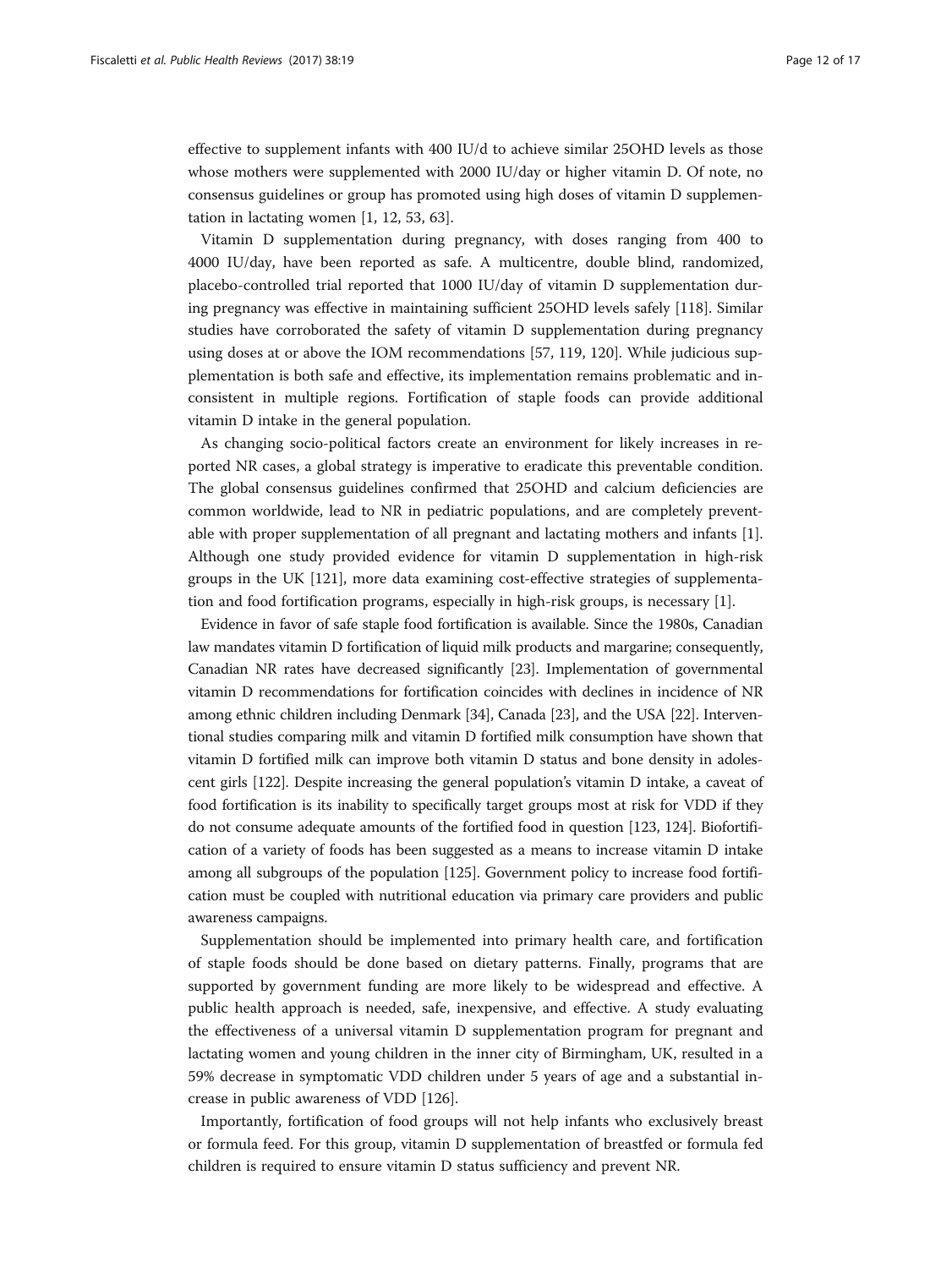effective to supplement infants with 400 IU/d to achieve similar 25OHD levels as those whose mothers were supplemented with 2000 IU/day or higher vitamin D. Of note, no consensus guidelines or group has promoted using high doses of vitamin D supplementation in lactating women [1, 12, 53, 63].

Vitamin D supplementation during pregnancy, with doses ranging from 400 to 4000 IU/day, have been reported as safe. A multicentre, double blind, randomized, placebo-controlled trial reported that 1000 IU/day of vitamin D supplementation during pregnancy was effective in maintaining sufficient 25OHD levels safely [118]. Similar studies have corroborated the safety of vitamin D supplementation during pregnancy using doses at or above the IOM recommendations [57, 119, 120]. While judicious supplementation is both safe and effective, its implementation remains problematic and inconsistent in multiple regions. Fortification of staple foods can provide additional vitamin D intake in the general population.

As changing socio-political factors create an environment for likely increases in reported NR cases, a global strategy is imperative to eradicate this preventable condition. The global consensus guidelines confirmed that 25OHD and calcium deficiencies are common worldwide, lead to NR in pediatric populations, and are completely preventable with proper supplementation of all pregnant and lactating mothers and infants [1]. Although one study provided evidence for vitamin D supplementation in high-risk groups in the UK [121], more data examining cost-effective strategies of supplementation and food fortification programs, especially in high-risk groups, is necessary [1].

Evidence in favor of safe staple food fortification is available. Since the 1980s, Canadian law mandates vitamin D fortification of liquid milk products and margarine; consequently, Canadian NR rates have decreased significantly [23]. Implementation of governmental vitamin D recommendations for fortification coincides with declines in incidence of NR among ethnic children including Denmark [34], Canada [23], and the USA [22]. Interventional studies comparing milk and vitamin D fortified milk consumption have shown that vitamin D fortified milk can improve both vitamin D status and bone density in adolescent girls [122]. Despite increasing the general population's vitamin D intake, a caveat of food fortification is its inability to specifically target groups most at risk for VDD if they do not consume adequate amounts of the fortified food in question [123, 124]. Biofortification of a variety of foods has been suggested as a means to increase vitamin D intake among all subgroups of the population [125]. Government policy to increase food fortification must be coupled with nutritional education via primary care providers and public awareness campaigns.

Supplementation should be implemented into primary health care, and fortification of staple foods should be done based on dietary patterns. Finally, programs that are supported by government funding are more likely to be widespread and effective. A public health approach is needed, safe, inexpensive, and effective. A study evaluating the effectiveness of a universal vitamin D supplementation program for pregnant and lactating women and young children in the inner city of Birmingham, UK, resulted in a 59% decrease in symptomatic VDD children under 5 years of age and a substantial increase in public awareness of VDD [126].

Importantly, fortification of food groups will not help infants who exclusively breast or formula feed. For this group, vitamin D supplementation of breastfed or formula fed children is required to ensure vitamin D status sufficiency and prevent NR.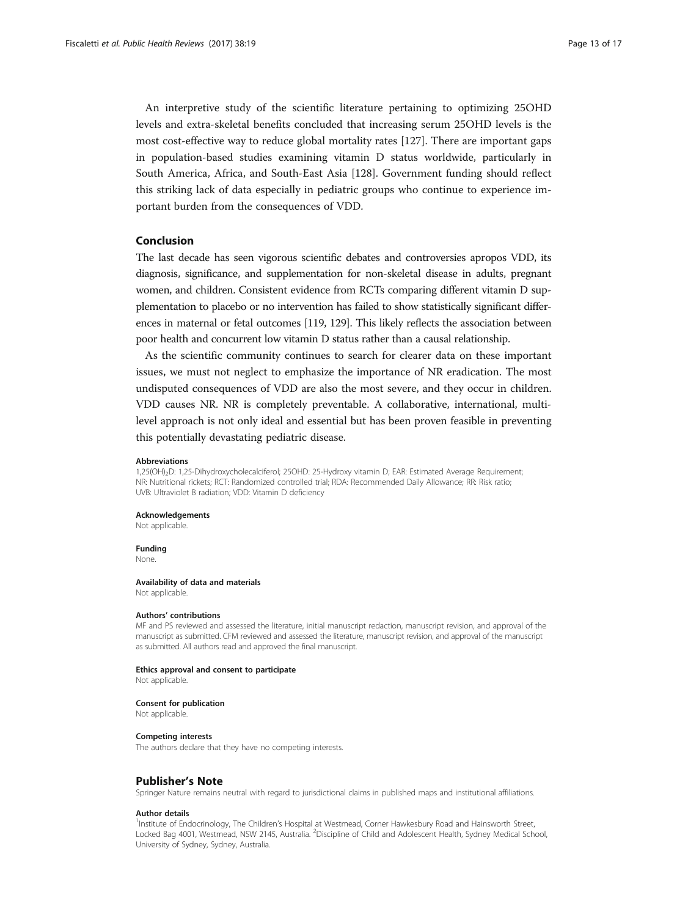An interpretive study of the scientific literature pertaining to optimizing 25OHD levels and extra-skeletal benefits concluded that increasing serum 25OHD levels is the most cost-effective way to reduce global mortality rates [127]. There are important gaps in population-based studies examining vitamin D status worldwide, particularly in South America, Africa, and South-East Asia [128]. Government funding should reflect this striking lack of data especially in pediatric groups who continue to experience important burden from the consequences of VDD.

## Conclusion

The last decade has seen vigorous scientific debates and controversies apropos VDD, its diagnosis, significance, and supplementation for non-skeletal disease in adults, pregnant women, and children. Consistent evidence from RCTs comparing different vitamin D supplementation to placebo or no intervention has failed to show statistically significant differences in maternal or fetal outcomes [119, 129]. This likely reflects the association between poor health and concurrent low vitamin D status rather than a causal relationship.

As the scientific community continues to search for clearer data on these important issues, we must not neglect to emphasize the importance of NR eradication. The most undisputed consequences of VDD are also the most severe, and they occur in children. VDD causes NR. NR is completely preventable. A collaborative, international, multi-level approach is not only ideal and essential but has been proven feasible in preventing this potentially devastating pediatric disease.

#### Abbreviations

$1,25(OH)_2D$: 1,25-Dihydroxycholecalciferol; 25OHD: 25-Hydroxy vitamin D; EAR: Estimated Average Requirement; NR: Nutritional rickets; RCT: Randomized controlled trial; RDA: Recommended Daily Allowance; RR: Risk ratio; UVB: Ultraviolet B radiation; VDD: Vitamin D deficiency

#### Acknowledgements

Not applicable.

#### Funding

None.

#### Availability of data and materials

Not applicable.

#### Authors' contributions

MF and PS reviewed and assessed the literature, initial manuscript redaction, manuscript revision, and approval of the manuscript as submitted. CFM reviewed and assessed the literature, manuscript revision, and approval of the manuscript as submitted. All authors read and approved the final manuscript.

#### Ethics approval and consent to participate

Not applicable.

#### Consent for publication

Not applicable.

#### Competing interests

The authors declare that they have no competing interests.

## Publisher's Note

Springer Nature remains neutral with regard to jurisdictional claims in published maps and institutional affiliations.

#### Author details

[1]Institute of Endocrinology, The Children's Hospital at Westmead, Corner Hawkesbury Road and Hainsworth Street, Locked Bag 4001, Westmead, NSW 2145, Australia. [2]Discipline of Child and Adolescent Health, Sydney Medical School, University of Sydney, Sydney, Australia.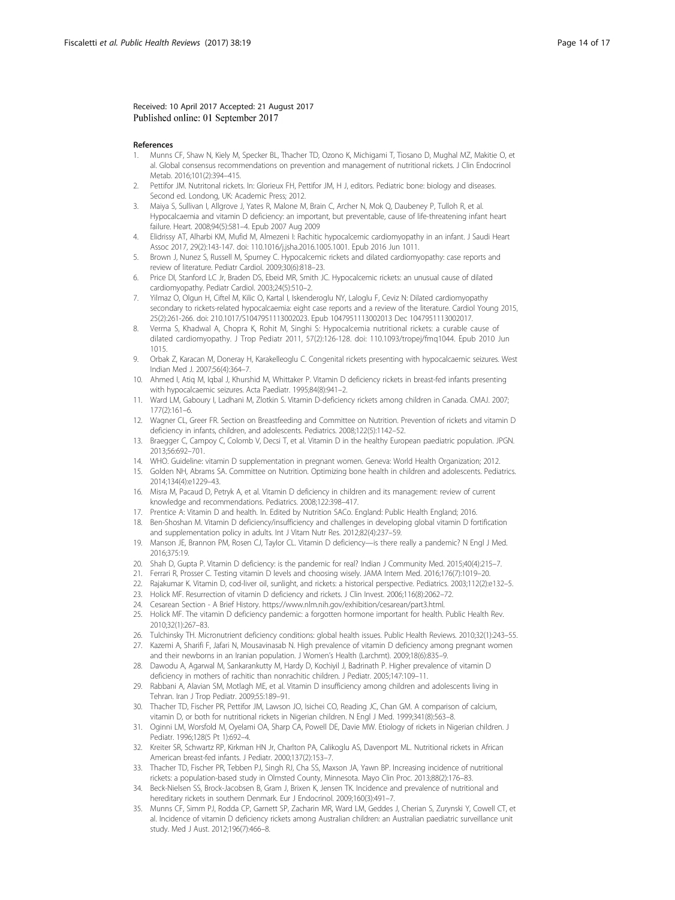Received: 10 April 2017 Accepted: 21 August 2017
Published online: 01 September 2017

## References

1. Munns CF, Shaw N, Kiely M, Specker BL, Thacher TD, Ozono K, Michigami T, Tiosano D, Mughal MZ, Makitie O, et al. Global consensus recommendations on prevention and management of nutritional rickets. J Clin Endocrinol Metab. 2016;101(2):394–415.
2. Pettifor JM. Nutritonal rickets. In: Glorieux FH, Pettifor JM, H J, editors. Pediatric bone: biology and diseases. Second ed. Londong, UK: Academic Press; 2012.
3. Maiya S, Sullivan I, Allgrove J, Yates R, Malone M, Brain C, Archer N, Mok Q, Daubeney P, Tulloh R, et al. Hypocalcaemia and vitamin D deficiency: an important, but preventable, cause of life-threatening infant heart failure. Heart. 2008;94(5):581–4. Epub 2007 Aug 2009
4. Elidrissy AT, Alharbi KM, Mufid M, Almezeni I: Rachitic hypocalcemic cardiomyopathy in an infant. J Saudi Heart Assoc 2017, 29(2):143-147. doi: 110.1016/j.jsha.2016.1005.1001. Epub 2016 Jun 1011.
5. Brown J, Nunez S, Russell M, Spurney C. Hypocalcemic rickets and dilated cardiomyopathy: case reports and review of literature. Pediatr Cardiol. 2009;30(6):818–23.
6. Price DI, Stanford LC Jr, Braden DS, Ebeid MR, Smith JC. Hypocalcemic rickets: an unusual cause of dilated cardiomyopathy. Pediatr Cardiol. 2003;24(5):510–2.
7. Yilmaz O, Olgun H, Ciftel M, Kilic O, Kartal I, Iskenderoglu NY, Laloglu F, Ceviz N: Dilated cardiomyopathy secondary to rickets-related hypocalcaemia: eight case reports and a review of the literature. Cardiol Young 2015, 25(2):261-266. doi: 210.1017/S1047951113002023. Epub 1047951113002013 Dec 1047951113002017.
8. Verma S, Khadwal A, Chopra K, Rohit M, Singhi S: Hypocalcemia nutritional rickets: a curable cause of dilated cardiomyopathy. J Trop Pediatr 2011, 57(2):126-128. doi: 110.1093/tropej/fmq1044. Epub 2010 Jun 1015.
9. Orbak Z, Karacan M, Doneray H, Karakelleoglu C. Congenital rickets presenting with hypocalcaemic seizures. West Indian Med J. 2007;56(4):364–7.
10. Ahmed I, Atiq M, Iqbal J, Khurshid M, Whittaker P. Vitamin D deficiency rickets in breast-fed infants presenting with hypocalcaemic seizures. Acta Paediatr. 1995;84(8):941–2.
11. Ward LM, Gaboury I, Ladhani M, Zlotkin S. Vitamin D-deficiency rickets among children in Canada. CMAJ. 2007; 177(2):161–6.
12. Wagner CL, Greer FR. Section on Breastfeeding and Committee on Nutrition. Prevention of rickets and vitamin D deficiency in infants, children, and adolescents. Pediatrics. 2008;122(5):1142–52.
13. Braegger C, Campoy C, Colomb V, Decsi T, et al. Vitamin D in the healthy European paediatric population. JPGN. 2013;56:692–701.
14. WHO. Guideline: vitamin D supplementation in pregnant women. Geneva: World Health Organization; 2012.
15. Golden NH, Abrams SA. Committee on Nutrition. Optimizing bone health in children and adolescents. Pediatrics. 2014;134(4):e1229–43.
16. Misra M, Pacaud D, Petryk A, et al. Vitamin D deficiency in children and its management: review of current knowledge and recommendations. Pediatrics. 2008;122:398–417.
17. Prentice A: Vitamin D and health. In. Edited by Nutrition SACo. England: Public Health England; 2016.
18. Ben-Shoshan M. Vitamin D deficiency/insufficiency and challenges in developing global vitamin D fortification and supplementation policy in adults. Int J Vitam Nutr Res. 2012;82(4):237–59.
19. Manson JE, Brannon PM, Rosen CJ, Taylor CL. Vitamin D deficiency—is there really a pandemic? N Engl J Med. 2016;375:19.
20. Shah D, Gupta P. Vitamin D deficiency: is the pandemic for real? Indian J Community Med. 2015;40(4):215–7.
21. Ferrari R, Prosser C. Testing vitamin D levels and choosing wisely. JAMA Intern Med. 2016;176(7):1019–20.
22. Rajakumar K. Vitamin D, cod-liver oil, sunlight, and rickets: a historical perspective. Pediatrics. 2003;112(2):e132–5.
23. Holick MF. Resurrection of vitamin D deficiency and rickets. J Clin Invest. 2006;116(8):2062–72.
24. Cesarean Section - A Brief History. https://www.nlm.nih.gov/exhibition/cesarean/part3.html.
25. Holick MF. The vitamin D deficiency pandemic: a forgotten hormone important for health. Public Health Rev. 2010;32(1):267–83.
26. Tulchinsky TH. Micronutrient deficiency conditions: global health issues. Public Health Reviews. 2010;32(1):243–55.
27. Kazemi A, Sharifi F, Jafari N, Mousavinasab N. High prevalence of vitamin D deficiency among pregnant women and their newborns in an Iranian population. J Women's Health (Larchmt). 2009;18(6):835–9.
28. Dawodu A, Agarwal M, Sankarankutty M, Hardy D, Kochiyil J, Badrinath P. Higher prevalence of vitamin D deficiency in mothers of rachitic than nonrachitic children. J Pediatr. 2005;147:109–11.
29. Rabbani A, Alavian SM, Motlagh ME, et al. Vitamin D insufficiency among children and adolescents living in Tehran. Iran J Trop Pediatr. 2009;55:189–91.
30. Thacher TD, Fischer PR, Pettifor JM, Lawson JO, Isichei CO, Reading JC, Chan GM. A comparison of calcium, vitamin D, or both for nutritional rickets in Nigerian children. N Engl J Med. 1999;341(8):563–8.
31. Oginni LM, Worsfold M, Oyelami OA, Sharp CA, Powell DE, Davie MW. Etiology of rickets in Nigerian children. J Pediatr. 1996;128(5 Pt 1):692–4.
32. Kreiter SR, Schwartz RP, Kirkman HN Jr, Charlton PA, Calikoglu AS, Davenport ML. Nutritional rickets in African American breast-fed infants. J Pediatr. 2000;137(2):153–7.
33. Thacher TD, Fischer PR, Tebben PJ, Singh RJ, Cha SS, Maxson JA, Yawn BP. Increasing incidence of nutritional rickets: a population-based study in Olmsted County, Minnesota. Mayo Clin Proc. 2013;88(2):176–83.
34. Beck-Nielsen SS, Brock-Jacobsen B, Gram J, Brixen K, Jensen TK. Incidence and prevalence of nutritional and hereditary rickets in southern Denmark. Eur J Endocrinol. 2009;160(3):491–7.
35. Munns CF, Simm PJ, Rodda CP, Garnett SP, Zacharin MR, Ward LM, Geddes J, Cherian S, Zurynski Y, Cowell CT, et al. Incidence of vitamin D deficiency rickets among Australian children: an Australian paediatric surveillance unit study. Med J Aust. 2012;196(7):466–8.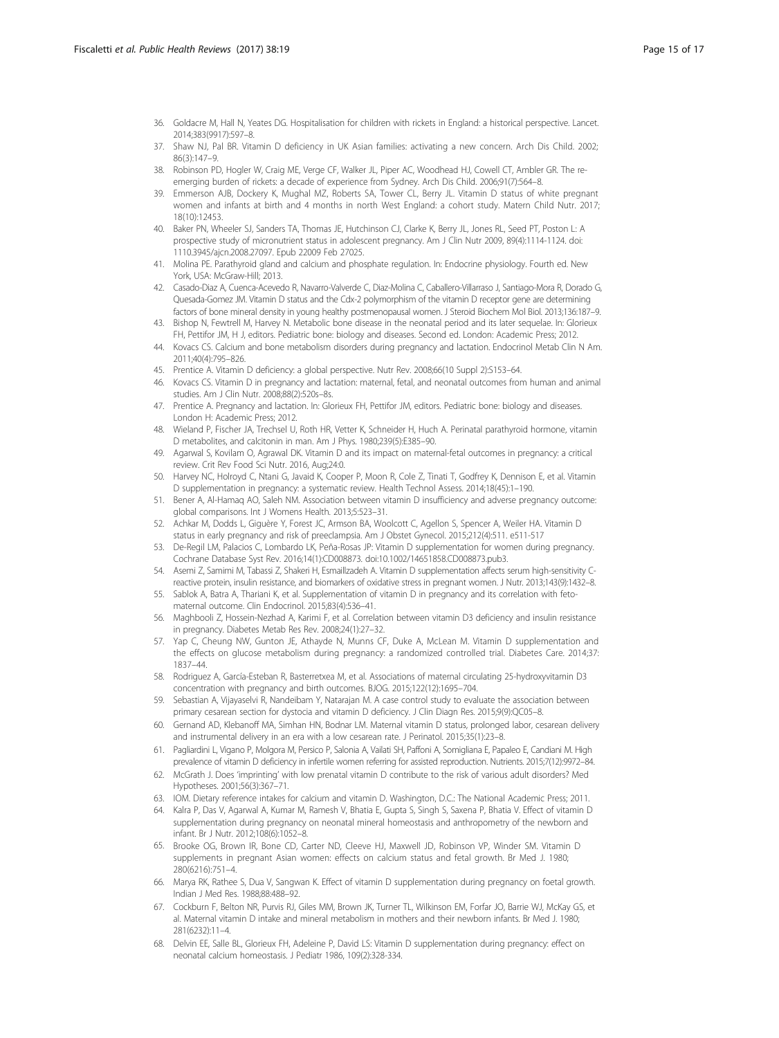36. Goldacre M, Hall N, Yeates DG. Hospitalisation for children with rickets in England: a historical perspective. Lancet. 2014;383(9917):597–8.
37. Shaw NJ, Pal BR. Vitamin D deficiency in UK Asian families: activating a new concern. Arch Dis Child. 2002; 86(3):147–9.
38. Robinson PD, Hogler W, Craig ME, Verge CF, Walker JL, Piper AC, Woodhead HJ, Cowell CT, Ambler GR. The re-emerging burden of rickets: a decade of experience from Sydney. Arch Dis Child. 2006;91(7):564–8.
39. Emmerson AJB, Dockery K, Mughal MZ, Roberts SA, Tower CL, Berry JL. Vitamin D status of white pregnant women and infants at birth and 4 months in north West England: a cohort study. Matern Child Nutr. 2017; 18(10):12453.
40. Baker PN, Wheeler SJ, Sanders TA, Thomas JE, Hutchinson CJ, Clarke K, Berry JL, Jones RL, Seed PT, Poston L: A prospective study of micronutrient status in adolescent pregnancy. Am J Clin Nutr 2009, 89(4):1114-1124. doi: 1110.3945/ajcn.2008.27097. Epub 22009 Feb 27025.
41. Molina PE. Parathyroid gland and calcium and phosphate regulation. In: Endocrine physiology. Fourth ed. New York, USA: McGraw-Hill; 2013.
42. Casado-Diaz A, Cuenca-Acevedo R, Navarro-Valverde C, Diaz-Molina C, Caballero-Villarraso J, Santiago-Mora R, Dorado G, Quesada-Gomez JM. Vitamin D status and the Cdx-2 polymorphism of the vitamin D receptor gene are determining factors of bone mineral density in young healthy postmenopausal women. J Steroid Biochem Mol Biol. 2013;136:187–9.
43. Bishop N, Fewtrell M, Harvey N. Metabolic bone disease in the neonatal period and its later sequelae. In: Glorieux FH, Pettifor JM, H J, editors. Pediatric bone: biology and diseases. Second ed. London: Academic Press; 2012.
44. Kovacs CS. Calcium and bone metabolism disorders during pregnancy and lactation. Endocrinol Metab Clin N Am. 2011;40(4):795–826.
45. Prentice A. Vitamin D deficiency: a global perspective. Nutr Rev. 2008;66(10 Suppl 2):S153–64.
46. Kovacs CS. Vitamin D in pregnancy and lactation: maternal, fetal, and neonatal outcomes from human and animal studies. Am J Clin Nutr. 2008;88(2):520s–8s.
47. Prentice A. Pregnancy and lactation. In: Glorieux FH, Pettifor JM, editors. Pediatric bone: biology and diseases. London H: Academic Press; 2012.
48. Wieland P, Fischer JA, Trechsel U, Roth HR, Vetter K, Schneider H, Huch A. Perinatal parathyroid hormone, vitamin D metabolites, and calcitonin in man. Am J Phys. 1980;239(5):E385–90.
49. Agarwal S, Kovilam O, Agrawal DK. Vitamin D and its impact on maternal-fetal outcomes in pregnancy: a critical review. Crit Rev Food Sci Nutr. 2016, Aug;24:0.
50. Harvey NC, Holroyd C, Ntani G, Javaid K, Cooper P, Moon R, Cole Z, Tinati T, Godfrey K, Dennison E, et al. Vitamin D supplementation in pregnancy: a systematic review. Health Technol Assess. 2014;18(45):1–190.
51. Bener A, Al-Hamaq AO, Saleh NM. Association between vitamin D insufficiency and adverse pregnancy outcome: global comparisons. Int J Womens Health. 2013;5:523–31.
52. Achkar M, Dodds L, Giguère Y, Forest JC, Armson BA, Woolcott C, Agellon S, Spencer A, Weiler HA. Vitamin D status in early pregnancy and risk of preeclampsia. Am J Obstet Gynecol. 2015;212(4):511. e511-517
53. De-Regil LM, Palacios C, Lombardo LK, Peña-Rosas JP: Vitamin D supplementation for women during pregnancy. Cochrane Database Syst Rev. 2016;14(1):CD008873. doi:10.1002/14651858.CD008873.pub3.
54. Asemi Z, Samimi M, Tabassi Z, Shakeri H, Esmaillzadeh A. Vitamin D supplementation affects serum high-sensitivity C-reactive protein, insulin resistance, and biomarkers of oxidative stress in pregnant women. J Nutr. 2013;143(9):1432–8.
55. Sablok A, Batra A, Thariani K, et al. Supplementation of vitamin D in pregnancy and its correlation with feto-maternal outcome. Clin Endocrinol. 2015;83(4):536–41.
56. Maghbooli Z, Hossein-Nezhad A, Karimi F, et al. Correlation between vitamin D3 deficiency and insulin resistance in pregnancy. Diabetes Metab Res Rev. 2008;24(1):27–32.
57. Yap C, Cheung NW, Gunton JE, Athayde N, Munns CF, Duke A, McLean M. Vitamin D supplementation and the effects on glucose metabolism during pregnancy: a randomized controlled trial. Diabetes Care. 2014;37: 1837–44.
58. Rodriguez A, García-Esteban R, Basterretxea M, et al. Associations of maternal circulating 25-hydroxyvitamin D3 concentration with pregnancy and birth outcomes. BJOG. 2015;122(12):1695–704.
59. Sebastian A, Vijayaselvi R, Nandeibam Y, Natarajan M. A case control study to evaluate the association between primary cesarean section for dystocia and vitamin D deficiency. J Clin Diagn Res. 2015;9(9):QC05–8.
60. Gernand AD, Klebanoff MA, Simhan HN, Bodnar LM. Maternal vitamin D status, prolonged labor, cesarean delivery and instrumental delivery in an era with a low cesarean rate. J Perinatol. 2015;35(1):23–8.
61. Pagliardini L, Vigano P, Molgora M, Persico P, Salonia A, Vailati SH, Paffoni A, Somigliana E, Papaleo E, Candiani M. High prevalence of vitamin D deficiency in infertile women referring for assisted reproduction. Nutrients. 2015;7(12):9972–84.
62. McGrath J. Does 'imprinting' with low prenatal vitamin D contribute to the risk of various adult disorders? Med Hypotheses. 2001;56(3):367–71.
63. IOM. Dietary reference intakes for calcium and vitamin D. Washington, D.C.: The National Academic Press; 2011.
64. Kalra P, Das V, Agarwal A, Kumar M, Ramesh V, Bhatia E, Gupta S, Singh S, Saxena P, Bhatia V. Effect of vitamin D supplementation during pregnancy on neonatal mineral homeostasis and anthropometry of the newborn and infant. Br J Nutr. 2012;108(6):1052–8.
65. Brooke OG, Brown IR, Bone CD, Carter ND, Cleeve HJ, Maxwell JD, Robinson VP, Winder SM. Vitamin D supplements in pregnant Asian women: effects on calcium status and fetal growth. Br Med J. 1980; 280(6216):751–4.
66. Marya RK, Rathee S, Dua V, Sangwan K. Effect of vitamin D supplementation during pregnancy on foetal growth. Indian J Med Res. 1988;88:488–92.
67. Cockburn F, Belton NR, Purvis RJ, Giles MM, Brown JK, Turner TL, Wilkinson EM, Forfar JO, Barrie WJ, McKay GS, et al. Maternal vitamin D intake and mineral metabolism in mothers and their newborn infants. Br Med J. 1980; 281(6232):11–4.
68. Delvin EE, Salle BL, Glorieux FH, Adeleine P, David LS: Vitamin D supplementation during pregnancy: effect on neonatal calcium homeostasis. J Pediatr 1986, 109(2):328-334.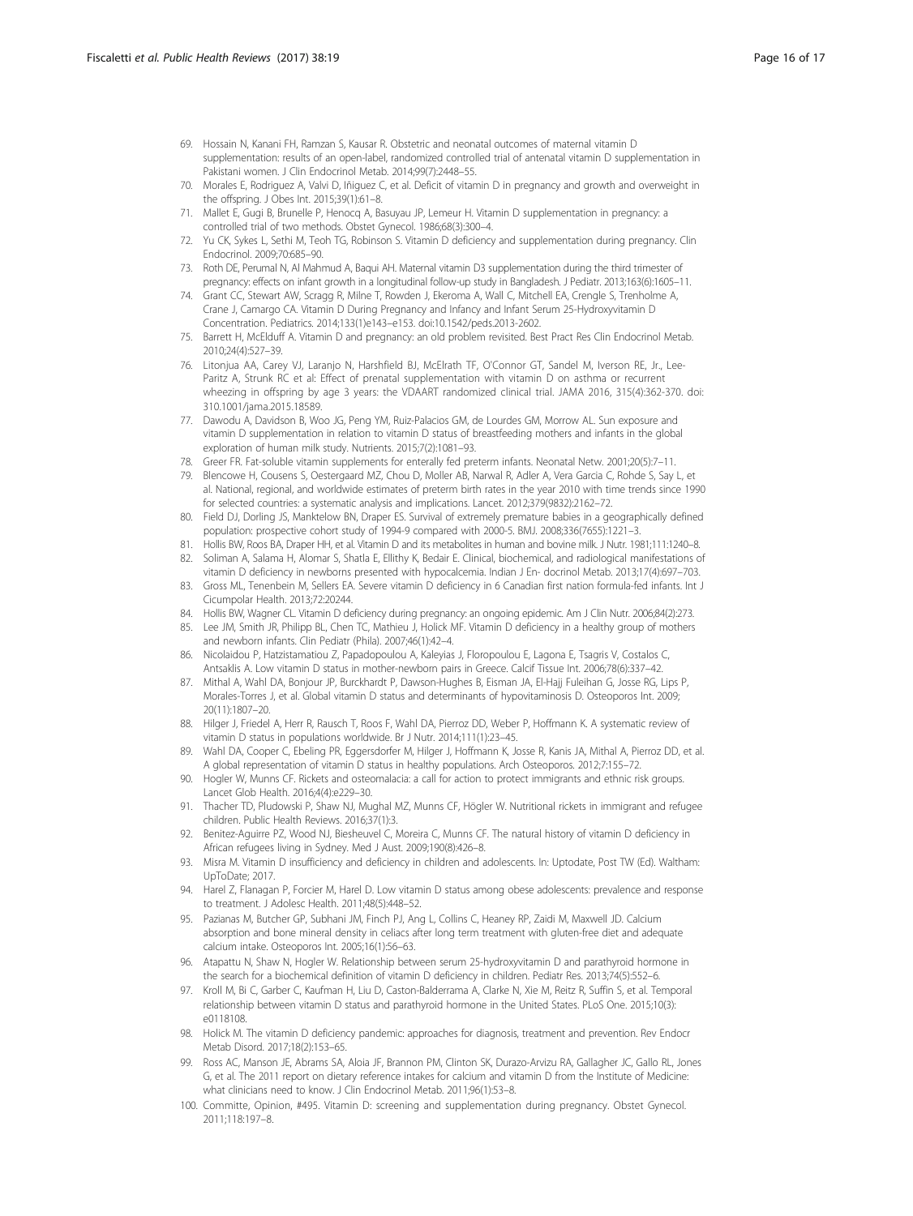69. Hossain N, Kanani FH, Ramzan S, Kausar R. Obstetric and neonatal outcomes of maternal vitamin D supplementation: results of an open-label, randomized controlled trial of antenatal vitamin D supplementation in Pakistani women. J Clin Endocrinol Metab. 2014;99(7):2448–55.
70. Morales E, Rodriguez A, Valvi D, Iñiguez C, et al. Deficit of vitamin D in pregnancy and growth and overweight in the offspring. J Obes Int. 2015;39(1):61–8.
71. Mallet E, Gugi B, Brunelle P, Henocq A, Basuyau JP, Lemeur H. Vitamin D supplementation in pregnancy: a controlled trial of two methods. Obstet Gynecol. 1986;68(3):300–4.
72. Yu CK, Sykes L, Sethi M, Teoh TG, Robinson S. Vitamin D deficiency and supplementation during pregnancy. Clin Endocrinol. 2009;70:685–90.
73. Roth DE, Perumal N, Al Mahmud A, Baqui AH. Maternal vitamin D3 supplementation during the third trimester of pregnancy: effects on infant growth in a longitudinal follow-up study in Bangladesh. J Pediatr. 2013;163(6):1605–11.
74. Grant CC, Stewart AW, Scragg R, Milne T, Rowden J, Ekeroma A, Wall C, Mitchell EA, Crengle S, Trenholme A, Crane J, Camargo CA. Vitamin D During Pregnancy and Infancy and Infant Serum 25-Hydroxyvitamin D Concentration. Pediatrics. 2014;133(1)e143–e153. doi:10.1542/peds.2013-2602.
75. Barrett H, McElduff A. Vitamin D and pregnancy: an old problem revisited. Best Pract Res Clin Endocrinol Metab. 2010;24(4):527–39.
76. Litonjua AA, Carey VJ, Laranjo N, Harshfield BJ, McElrath TF, O'Connor GT, Sandel M, Iverson RE, Jr., Lee-Paritz A, Strunk RC et al: Effect of prenatal supplementation with vitamin D on asthma or recurrent wheezing in offspring by age 3 years: the VDAART randomized clinical trial. JAMA 2016, 315(4):362-370. doi: 310.1001/jama.2015.18589.
77. Dawodu A, Davidson B, Woo JG, Peng YM, Ruiz-Palacios GM, de Lourdes GM, Morrow AL. Sun exposure and vitamin D supplementation in relation to vitamin D status of breastfeeding mothers and infants in the global exploration of human milk study. Nutrients. 2015;7(2):1081–93.
78. Greer FR. Fat-soluble vitamin supplements for enterally fed preterm infants. Neonatal Netw. 2001;20(5):7–11.
79. Blencowe H, Cousens S, Oestergaard MZ, Chou D, Moller AB, Narwal R, Adler A, Vera Garcia C, Rohde S, Say L, et al. National, regional, and worldwide estimates of preterm birth rates in the year 2010 with time trends since 1990 for selected countries: a systematic analysis and implications. Lancet. 2012;379(9832):2162–72.
80. Field DJ, Dorling JS, Manktelow BN, Draper ES. Survival of extremely premature babies in a geographically defined population: prospective cohort study of 1994-9 compared with 2000-5. BMJ. 2008;336(7655):1221–3.
81. Hollis BW, Roos BA, Draper HH, et al. Vitamin D and its metabolites in human and bovine milk. J Nutr. 1981;111:1240–8.
82. Soliman A, Salama H, Alomar S, Shatla E, Ellithy K, Bedair E. Clinical, biochemical, and radiological manifestations of vitamin D deficiency in newborns presented with hypocalcemia. Indian J En- docrinol Metab. 2013;17(4):697–703.
83. Gross ML, Tenenbein M, Sellers EA. Severe vitamin D deficiency in 6 Canadian first nation formula-fed infants. Int J Cicumpolar Health. 2013;72:20244.
84. Hollis BW, Wagner CL. Vitamin D deficiency during pregnancy: an ongoing epidemic. Am J Clin Nutr. 2006;84(2):273.
85. Lee JM, Smith JR, Philipp BL, Chen TC, Mathieu J, Holick MF. Vitamin D deficiency in a healthy group of mothers and newborn infants. Clin Pediatr (Phila). 2007;46(1):42–4.
86. Nicolaidou P, Hatzistamatiou Z, Papadopoulou A, Kaleyias J, Floropoulou E, Lagona E, Tsagris V, Costalos C, Antsaklis A. Low vitamin D status in mother-newborn pairs in Greece. Calcif Tissue Int. 2006;78(6):337–42.
87. Mithal A, Wahl DA, Bonjour JP, Burckhardt P, Dawson-Hughes B, Eisman JA, El-Hajj Fuleihan G, Josse RG, Lips P, Morales-Torres J, et al. Global vitamin D status and determinants of hypovitaminosis D. Osteoporos Int. 2009; 20(11):1807–20.
88. Hilger J, Friedel A, Herr R, Rausch T, Roos F, Wahl DA, Pierroz DD, Weber P, Hoffmann K. A systematic review of vitamin D status in populations worldwide. Br J Nutr. 2014;111(1):23–45.
89. Wahl DA, Cooper C, Ebeling PR, Eggersdorfer M, Hilger J, Hoffmann K, Josse R, Kanis JA, Mithal A, Pierroz DD, et al. A global representation of vitamin D status in healthy populations. Arch Osteoporos. 2012;7:155–72.
90. Hogler W, Munns CF. Rickets and osteomalacia: a call for action to protect immigrants and ethnic risk groups. Lancet Glob Health. 2016;4(4):e229–30.
91. Thacher TD, Pludowski P, Shaw NJ, Mughal MZ, Munns CF, Högler W. Nutritional rickets in immigrant and refugee children. Public Health Reviews. 2016;37(1):3.
92. Benitez-Aguirre PZ, Wood NJ, Biesheuvel C, Moreira C, Munns CF. The natural history of vitamin D deficiency in African refugees living in Sydney. Med J Aust. 2009;190(8):426–8.
93. Misra M. Vitamin D insufficiency and deficiency in children and adolescents. In: Uptodate, Post TW (Ed). Waltham: UpToDate; 2017.
94. Harel Z, Flanagan P, Forcier M, Harel D. Low vitamin D status among obese adolescents: prevalence and response to treatment. J Adolesc Health. 2011;48(5):448–52.
95. Pazianas M, Butcher GP, Subhani JM, Finch PJ, Ang L, Collins C, Heaney RP, Zaidi M, Maxwell JD. Calcium absorption and bone mineral density in celiacs after long term treatment with gluten-free diet and adequate calcium intake. Osteoporos Int. 2005;16(1):56–63.
96. Atapattu N, Shaw N, Hogler W. Relationship between serum 25-hydroxyvitamin D and parathyroid hormone in the search for a biochemical definition of vitamin D deficiency in children. Pediatr Res. 2013;74(5):552–6.
97. Kroll M, Bi C, Garber C, Kaufman H, Liu D, Caston-Balderrama A, Clarke N, Xie M, Reitz R, Suffin S, et al. Temporal relationship between vitamin D status and parathyroid hormone in the United States. PLoS One. 2015;10(3): e0118108.
98. Holick M. The vitamin D deficiency pandemic: approaches for diagnosis, treatment and prevention. Rev Endocr Metab Disord. 2017;18(2):153–65.
99. Ross AC, Manson JE, Abrams SA, Aloia JF, Brannon PM, Clinton SK, Durazo-Arvizu RA, Gallagher JC, Gallo RL, Jones G, et al. The 2011 report on dietary reference intakes for calcium and vitamin D from the Institute of Medicine: what clinicians need to know. J Clin Endocrinol Metab. 2011;96(1):53–8.
100. Committe, Opinion, #495. Vitamin D: screening and supplementation during pregnancy. Obstet Gynecol. 2011;118:197–8.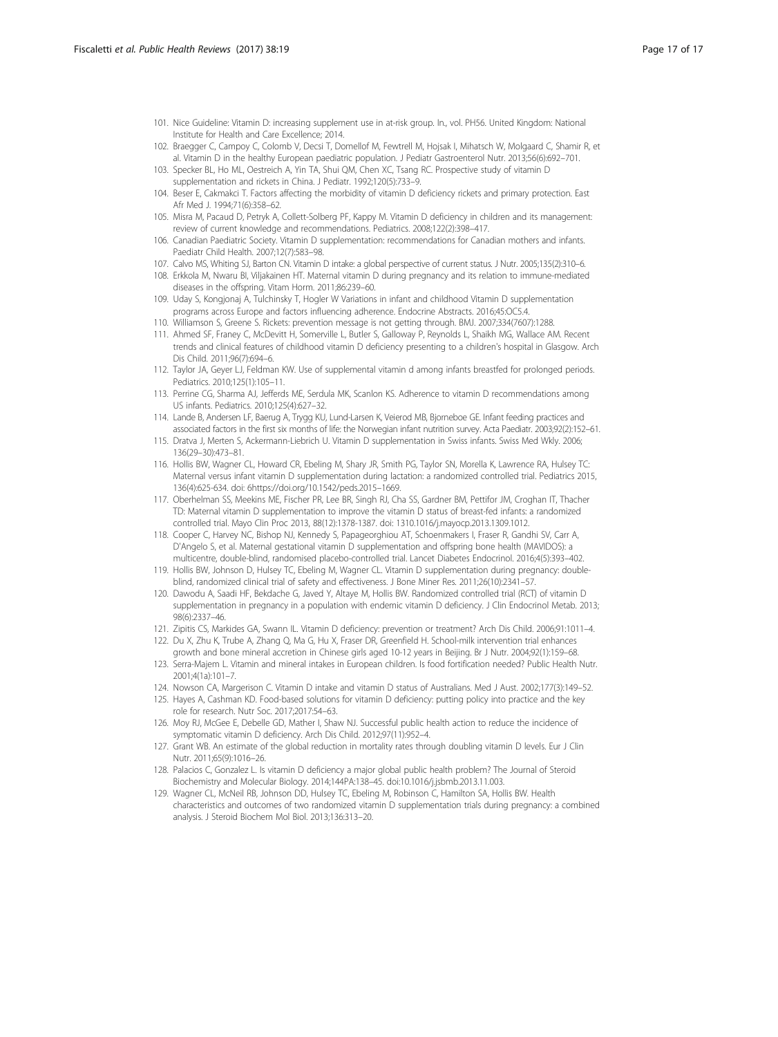101. Nice Guideline: Vitamin D: increasing supplement use in at-risk group. In., vol. PH56. United Kingdom: National Institute for Health and Care Excellence; 2014.
102. Braegger C, Campoy C, Colomb V, Decsi T, Domellof M, Fewtrell M, Hojsak I, Mihatsch W, Molgaard C, Shamir R, et al. Vitamin D in the healthy European paediatric population. J Pediatr Gastroenterol Nutr. 2013;56(6):692–701.
103. Specker BL, Ho ML, Oestreich A, Yin TA, Shui QM, Chen XC, Tsang RC. Prospective study of vitamin D supplementation and rickets in China. J Pediatr. 1992;120(5):733–9.
104. Beser E, Cakmakci T. Factors affecting the morbidity of vitamin D deficiency rickets and primary protection. East Afr Med J. 1994;71(6):358–62.
105. Misra M, Pacaud D, Petryk A, Collett-Solberg PF, Kappy M. Vitamin D deficiency in children and its management: review of current knowledge and recommendations. Pediatrics. 2008;122(2):398–417.
106. Canadian Paediatric Society. Vitamin D supplementation: recommendations for Canadian mothers and infants. Paediatr Child Health. 2007;12(7):583–98.
107. Calvo MS, Whiting SJ, Barton CN. Vitamin D intake: a global perspective of current status. J Nutr. 2005;135(2):310–6.
108. Erkkola M, Nwaru BI, Viljakainen HT. Maternal vitamin D during pregnancy and its relation to immune-mediated diseases in the offspring. Vitam Horm. 2011;86:239–60.
109. Uday S, Kongjonaj A, Tulchinsky T, Hogler W Variations in infant and childhood Vitamin D supplementation programs across Europe and factors influencing adherence. Endocrine Abstracts. 2016;45:OC5.4.
110. Williamson S, Greene S. Rickets: prevention message is not getting through. BMJ. 2007;334(7607):1288.
111. Ahmed SF, Franey C, McDevitt H, Somerville L, Butler S, Galloway P, Reynolds L, Shaikh MG, Wallace AM. Recent trends and clinical features of childhood vitamin D deficiency presenting to a children's hospital in Glasgow. Arch Dis Child. 2011;96(7):694–6.
112. Taylor JA, Geyer LJ, Feldman KW. Use of supplemental vitamin d among infants breastfed for prolonged periods. Pediatrics. 2010;125(1):105–11.
113. Perrine CG, Sharma AJ, Jefferds ME, Serdula MK, Scanlon KS. Adherence to vitamin D recommendations among US infants. Pediatrics. 2010;125(4):627–32.
114. Lande B, Andersen LF, Baerug A, Trygg KU, Lund-Larsen K, Veierod MB, Bjorneboe GE. Infant feeding practices and associated factors in the first six months of life: the Norwegian infant nutrition survey. Acta Paediatr. 2003;92(2):152–61.
115. Dratva J, Merten S, Ackermann-Liebrich U. Vitamin D supplementation in Swiss infants. Swiss Med Wkly. 2006; 136(29–30):473–81.
116. Hollis BW, Wagner CL, Howard CR, Ebeling M, Shary JR, Smith PG, Taylor SN, Morella K, Lawrence RA, Hulsey TC: Maternal versus infant vitamin D supplementation during lactation: a randomized controlled trial. Pediatrics 2015, 136(4):625-634. doi: 6https://doi.org/10.1542/peds.2015–1669.
117. Oberhelman SS, Meekins ME, Fischer PR, Lee BR, Singh RJ, Cha SS, Gardner BM, Pettifor JM, Croghan IT, Thacher TD: Maternal vitamin D supplementation to improve the vitamin D status of breast-fed infants: a randomized controlled trial. Mayo Clin Proc 2013, 88(12):1378-1387. doi: 1310.1016/j.mayocp.2013.1309.1012.
118. Cooper C, Harvey NC, Bishop NJ, Kennedy S, Papageorghiou AT, Schoenmakers I, Fraser R, Gandhi SV, Carr A, D'Angelo S, et al. Maternal gestational vitamin D supplementation and offspring bone health (MAVIDOS): a multicentre, double-blind, randomised placebo-controlled trial. Lancet Diabetes Endocrinol. 2016;4(5):393–402.
119. Hollis BW, Johnson D, Hulsey TC, Ebeling M, Wagner CL. Vitamin D supplementation during pregnancy: double-blind, randomized clinical trial of safety and effectiveness. J Bone Miner Res. 2011;26(10):2341–57.
120. Dawodu A, Saadi HF, Bekdache G, Javed Y, Altaye M, Hollis BW. Randomized controlled trial (RCT) of vitamin D supplementation in pregnancy in a population with endemic vitamin D deficiency. J Clin Endocrinol Metab. 2013; 98(6):2337–46.
121. Zipitis CS, Markides GA, Swann IL. Vitamin D deficiency: prevention or treatment? Arch Dis Child. 2006;91:1011–4.
122. Du X, Zhu K, Trube A, Zhang Q, Ma G, Hu X, Fraser DR, Greenfield H. School-milk intervention trial enhances growth and bone mineral accretion in Chinese girls aged 10-12 years in Beijing. Br J Nutr. 2004;92(1):159–68.
123. Serra-Majem L. Vitamin and mineral intakes in European children. Is food fortification needed? Public Health Nutr. 2001;4(1a):101–7.
124. Nowson CA, Margerison C. Vitamin D intake and vitamin D status of Australians. Med J Aust. 2002;177(3):149–52.
125. Hayes A, Cashman KD. Food-based solutions for vitamin D deficiency: putting policy into practice and the key role for research. Nutr Soc. 2017;2017:54–63.
126. Moy RJ, McGee E, Debelle GD, Mather I, Shaw NJ. Successful public health action to reduce the incidence of symptomatic vitamin D deficiency. Arch Dis Child. 2012;97(11):952–4.
127. Grant WB. An estimate of the global reduction in mortality rates through doubling vitamin D levels. Eur J Clin Nutr. 2011;65(9):1016–26.
128. Palacios C, Gonzalez L. Is vitamin D deficiency a major global public health problem? The Journal of Steroid Biochemistry and Molecular Biology. 2014;144PA:138–45. doi:10.1016/j.jsbmb.2013.11.003.
129. Wagner CL, McNeil RB, Johnson DD, Hulsey TC, Ebeling M, Robinson C, Hamilton SA, Hollis BW. Health characteristics and outcomes of two randomized vitamin D supplementation trials during pregnancy: a combined analysis. J Steroid Biochem Mol Biol. 2013;136:313–20.